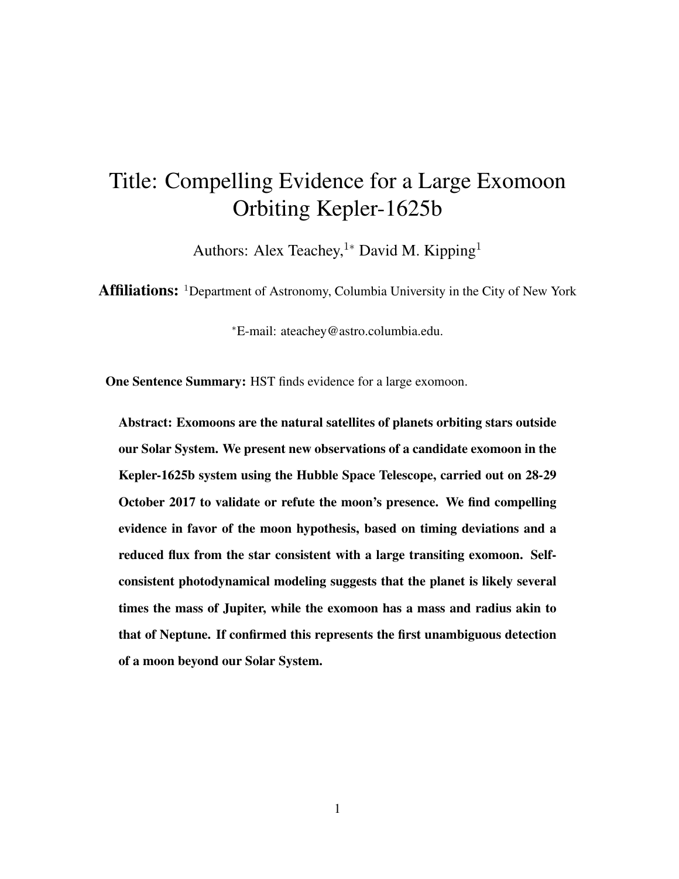# Title: Compelling Evidence for a Large Exomoon Orbiting Kepler-1625b

Authors: Alex Teachey,[1*] David M. Kipping[1]

**Affiliations:** [1]Department of Astronomy, Columbia University in the City of New York

[*]E-mail: ateachey@astro.columbia.edu.

**One Sentence Summary:** HST finds evidence for a large exomoon.

**Abstract: Exomoons are the natural satellites of planets orbiting stars outside our Solar System. We present new observations of a candidate exomoon in the Kepler-1625b system using the Hubble Space Telescope, carried out on 28-29 October 2017 to validate or refute the moon's presence. We find compelling evidence in favor of the moon hypothesis, based on timing deviations and a reduced flux from the star consistent with a large transiting exomoon. Self-consistent photodynamical modeling suggests that the planet is likely several times the mass of Jupiter, while the exomoon has a mass and radius akin to that of Neptune. If confirmed this represents the first unambiguous detection of a moon beyond our Solar System.**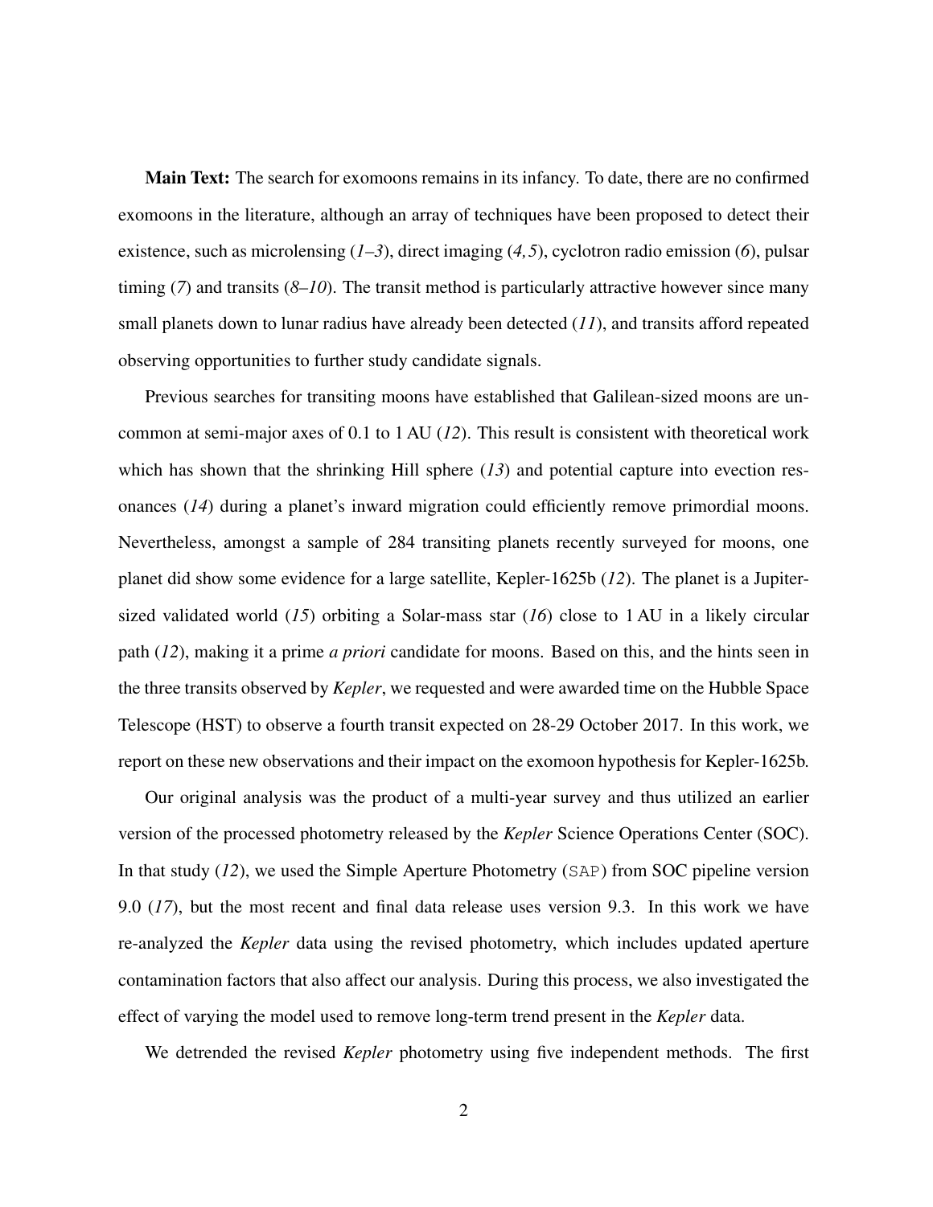**Main Text:** The search for exomoons remains in its infancy. To date, there are no confirmed exomoons in the literature, although an array of techniques have been proposed to detect their existence, such as microlensing (*1–3*), direct imaging (*4,5*), cyclotron radio emission (*6*), pulsar timing (*7*) and transits (*8–10*). The transit method is particularly attractive however since many small planets down to lunar radius have already been detected (*11*), and transits afford repeated observing opportunities to further study candidate signals.

Previous searches for transiting moons have established that Galilean-sized moons are uncommon at semi-major axes of 0.1 to 1 AU (*12*). This result is consistent with theoretical work which has shown that the shrinking Hill sphere (*13*) and potential capture into evection resonances (*14*) during a planet's inward migration could efficiently remove primordial moons. Nevertheless, amongst a sample of 284 transiting planets recently surveyed for moons, one planet did show some evidence for a large satellite, Kepler-1625b (*12*). The planet is a Jupiter-sized validated world (*15*) orbiting a Solar-mass star (*16*) close to 1 AU in a likely circular path (*12*), making it a prime *a priori* candidate for moons. Based on this, and the hints seen in the three transits observed by *Kepler*, we requested and were awarded time on the Hubble Space Telescope (HST) to observe a fourth transit expected on 28-29 October 2017. In this work, we report on these new observations and their impact on the exomoon hypothesis for Kepler-1625b.

Our original analysis was the product of a multi-year survey and thus utilized an earlier version of the processed photometry released by the *Kepler* Science Operations Center (SOC). In that study (*12*), we used the Simple Aperture Photometry (`SAP`) from SOC pipeline version 9.0 (*17*), but the most recent and final data release uses version 9.3. In this work we have re-analyzed the *Kepler* data using the revised photometry, which includes updated aperture contamination factors that also affect our analysis. During this process, we also investigated the effect of varying the model used to remove long-term trend present in the *Kepler* data.

We detrended the revised *Kepler* photometry using five independent methods. The first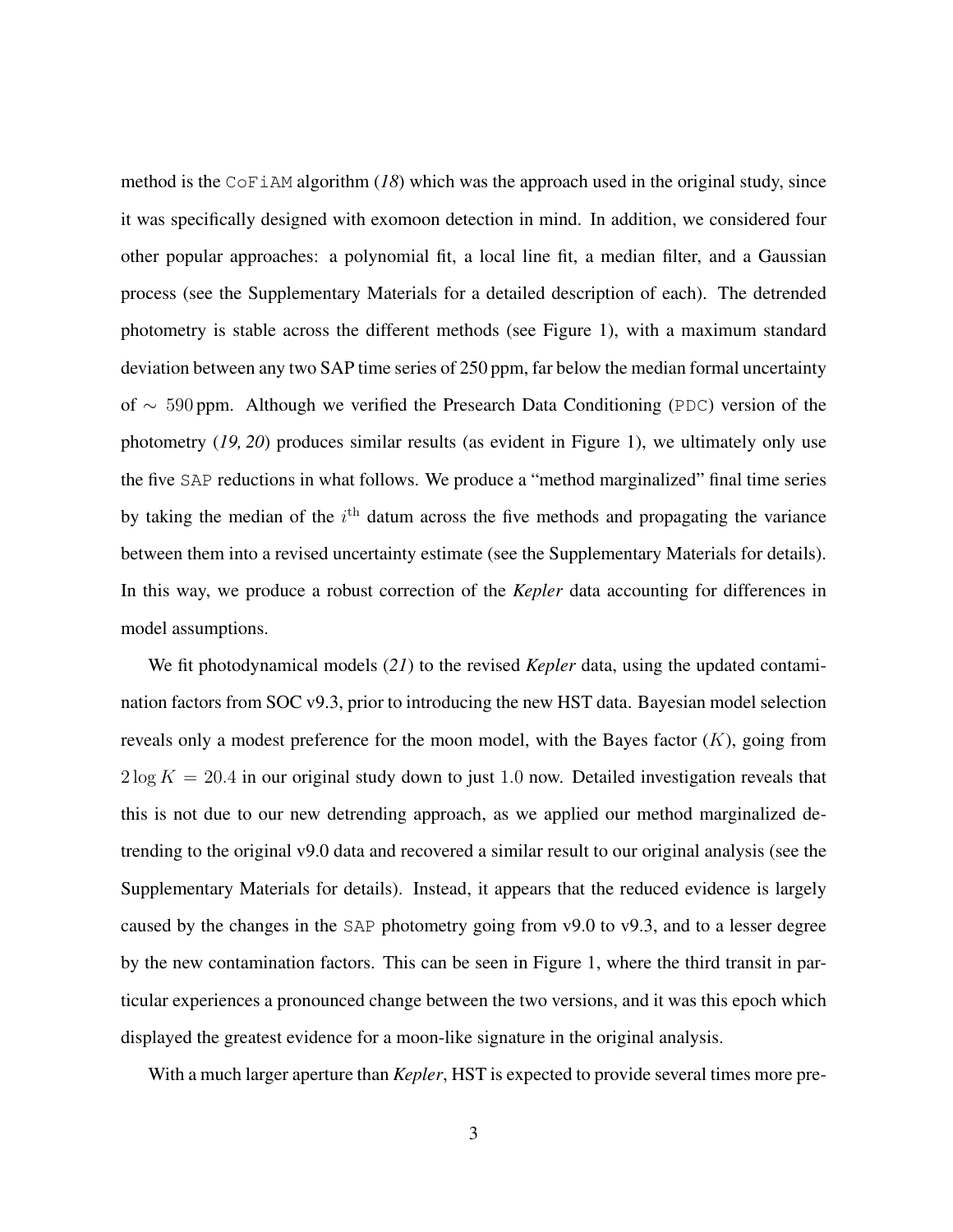method is the `CoFiAM` algorithm (*18*) which was the approach used in the original study, since it was specifically designed with exomoon detection in mind. In addition, we considered four other popular approaches: a polynomial fit, a local line fit, a median filter, and a Gaussian process (see the Supplementary Materials for a detailed description of each). The detrended photometry is stable across the different methods (see Figure 1), with a maximum standard deviation between any two SAP time series of 250 ppm, far below the median formal uncertainty of $\sim 590$ ppm. Although we verified the Presearch Data Conditioning (`PDC`) version of the photometry (*19, 20*) produces similar results (as evident in Figure 1), we ultimately only use the five `SAP` reductions in what follows. We produce a "method marginalized" final time series by taking the median of the $i^{\mathrm{th}}$ datum across the five methods and propagating the variance between them into a revised uncertainty estimate (see the Supplementary Materials for details). In this way, we produce a robust correction of the *Kepler* data accounting for differences in model assumptions.

We fit photodynamical models (*21*) to the revised *Kepler* data, using the updated contamination factors from SOC v9.3, prior to introducing the new HST data. Bayesian model selection reveals only a modest preference for the moon model, with the Bayes factor ($K$), going from $2 \log K = 20.4$ in our original study down to just $1.0$ now. Detailed investigation reveals that this is not due to our new detrending approach, as we applied our method marginalized detrending to the original v9.0 data and recovered a similar result to our original analysis (see the Supplementary Materials for details). Instead, it appears that the reduced evidence is largely caused by the changes in the `SAP` photometry going from v9.0 to v9.3, and to a lesser degree by the new contamination factors. This can be seen in Figure 1, where the third transit in particular experiences a pronounced change between the two versions, and it was this epoch which displayed the greatest evidence for a moon-like signature in the original analysis.

With a much larger aperture than *Kepler*, HST is expected to provide several times more pre-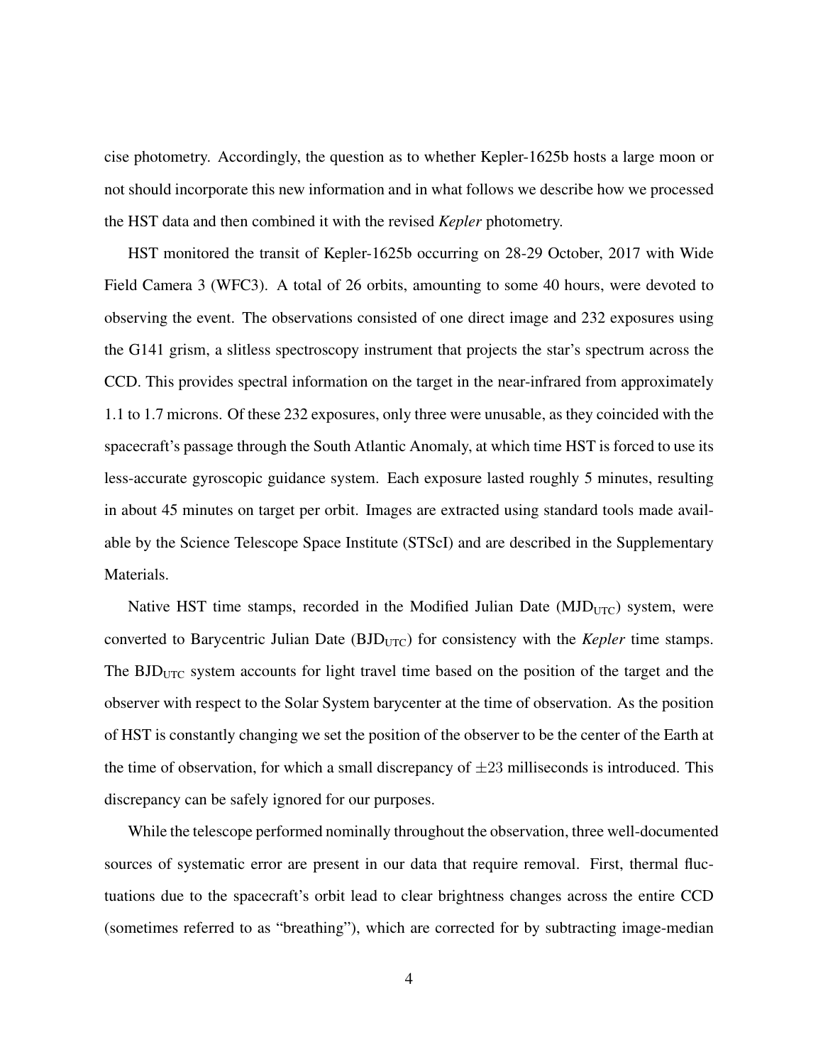cise photometry. Accordingly, the question as to whether Kepler-1625b hosts a large moon or not should incorporate this new information and in what follows we describe how we processed the HST data and then combined it with the revised *Kepler* photometry.

HST monitored the transit of Kepler-1625b occurring on 28-29 October, 2017 with Wide Field Camera 3 (WFC3). A total of 26 orbits, amounting to some 40 hours, were devoted to observing the event. The observations consisted of one direct image and 232 exposures using the G141 grism, a slitless spectroscopy instrument that projects the star's spectrum across the CCD. This provides spectral information on the target in the near-infrared from approximately 1.1 to 1.7 microns. Of these 232 exposures, only three were unusable, as they coincided with the spacecraft's passage through the South Atlantic Anomaly, at which time HST is forced to use its less-accurate gyroscopic guidance system. Each exposure lasted roughly 5 minutes, resulting in about 45 minutes on target per orbit. Images are extracted using standard tools made available by the Science Telescope Space Institute (STScI) and are described in the Supplementary Materials.

Native HST time stamps, recorded in the Modified Julian Date ($\mathrm{MJD_{UTC}}$) system, were converted to Barycentric Julian Date ($\mathrm{BJD_{UTC}}$) for consistency with the *Kepler* time stamps. The $\mathrm{BJD_{UTC}}$ system accounts for light travel time based on the position of the target and the observer with respect to the Solar System barycenter at the time of observation. As the position of HST is constantly changing we set the position of the observer to be the center of the Earth at the time of observation, for which a small discrepancy of $\pm 23$ milliseconds is introduced. This discrepancy can be safely ignored for our purposes.

While the telescope performed nominally throughout the observation, three well-documented sources of systematic error are present in our data that require removal. First, thermal fluctuations due to the spacecraft's orbit lead to clear brightness changes across the entire CCD (sometimes referred to as "breathing"), which are corrected for by subtracting image-median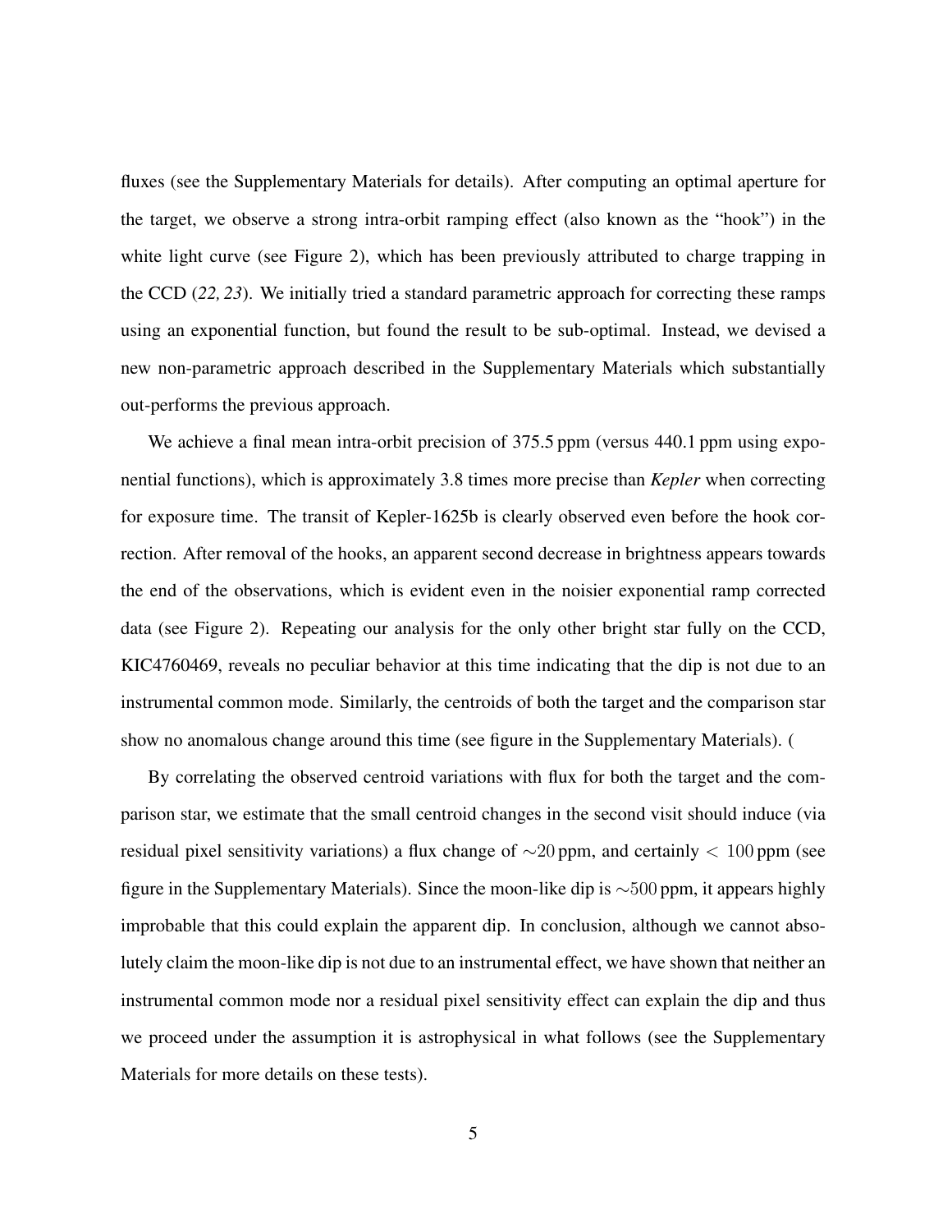fluxes (see the Supplementary Materials for details). After computing an optimal aperture for the target, we observe a strong intra-orbit ramping effect (also known as the "hook") in the white light curve (see Figure 2), which has been previously attributed to charge trapping in the CCD (*22, 23*). We initially tried a standard parametric approach for correcting these ramps using an exponential function, but found the result to be sub-optimal. Instead, we devised a new non-parametric approach described in the Supplementary Materials which substantially out-performs the previous approach.

We achieve a final mean intra-orbit precision of 375.5 ppm (versus 440.1 ppm using exponential functions), which is approximately 3.8 times more precise than *Kepler* when correcting for exposure time. The transit of Kepler-1625b is clearly observed even before the hook correction. After removal of the hooks, an apparent second decrease in brightness appears towards the end of the observations, which is evident even in the noisier exponential ramp corrected data (see Figure 2). Repeating our analysis for the only other bright star fully on the CCD, KIC4760469, reveals no peculiar behavior at this time indicating that the dip is not due to an instrumental common mode. Similarly, the centroids of both the target and the comparison star show no anomalous change around this time (see figure in the Supplementary Materials). (

By correlating the observed centroid variations with flux for both the target and the comparison star, we estimate that the small centroid changes in the second visit should induce (via residual pixel sensitivity variations) a flux change of $\sim$20 ppm, and certainly $< 100$ ppm (see figure in the Supplementary Materials). Since the moon-like dip is $\sim$500 ppm, it appears highly improbable that this could explain the apparent dip. In conclusion, although we cannot absolutely claim the moon-like dip is not due to an instrumental effect, we have shown that neither an instrumental common mode nor a residual pixel sensitivity effect can explain the dip and thus we proceed under the assumption it is astrophysical in what follows (see the Supplementary Materials for more details on these tests).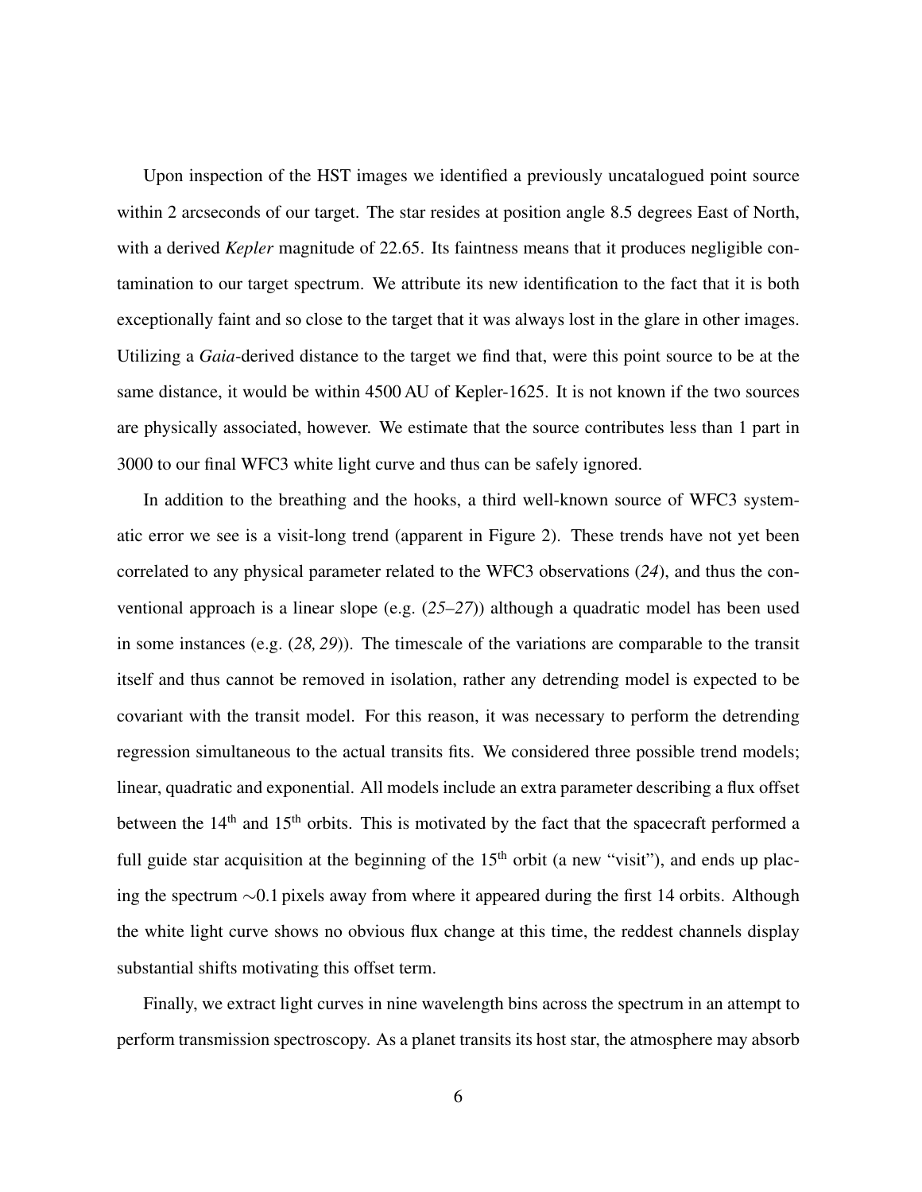Upon inspection of the HST images we identified a previously uncatalogued point source within 2 arcseconds of our target. The star resides at position angle 8.5 degrees East of North, with a derived *Kepler* magnitude of 22.65. Its faintness means that it produces negligible contamination to our target spectrum. We attribute its new identification to the fact that it is both exceptionally faint and so close to the target that it was always lost in the glare in other images. Utilizing a *Gaia*-derived distance to the target we find that, were this point source to be at the same distance, it would be within 4500 AU of Kepler-1625. It is not known if the two sources are physically associated, however. We estimate that the source contributes less than 1 part in 3000 to our final WFC3 white light curve and thus can be safely ignored.

In addition to the breathing and the hooks, a third well-known source of WFC3 systematic error we see is a visit-long trend (apparent in Figure 2). These trends have not yet been correlated to any physical parameter related to the WFC3 observations (*24*), and thus the conventional approach is a linear slope (e.g. (*25–27*)) although a quadratic model has been used in some instances (e.g. (*28, 29*)). The timescale of the variations are comparable to the transit itself and thus cannot be removed in isolation, rather any detrending model is expected to be covariant with the transit model. For this reason, it was necessary to perform the detrending regression simultaneous to the actual transits fits. We considered three possible trend models; linear, quadratic and exponential. All models include an extra parameter describing a flux offset between the $14^{\text{th}}$ and $15^{\text{th}}$ orbits. This is motivated by the fact that the spacecraft performed a full guide star acquisition at the beginning of the $15^{\text{th}}$ orbit (a new "visit"), and ends up placing the spectrum $\sim$0.1 pixels away from where it appeared during the first 14 orbits. Although the white light curve shows no obvious flux change at this time, the reddest channels display substantial shifts motivating this offset term.

Finally, we extract light curves in nine wavelength bins across the spectrum in an attempt to perform transmission spectroscopy. As a planet transits its host star, the atmosphere may absorb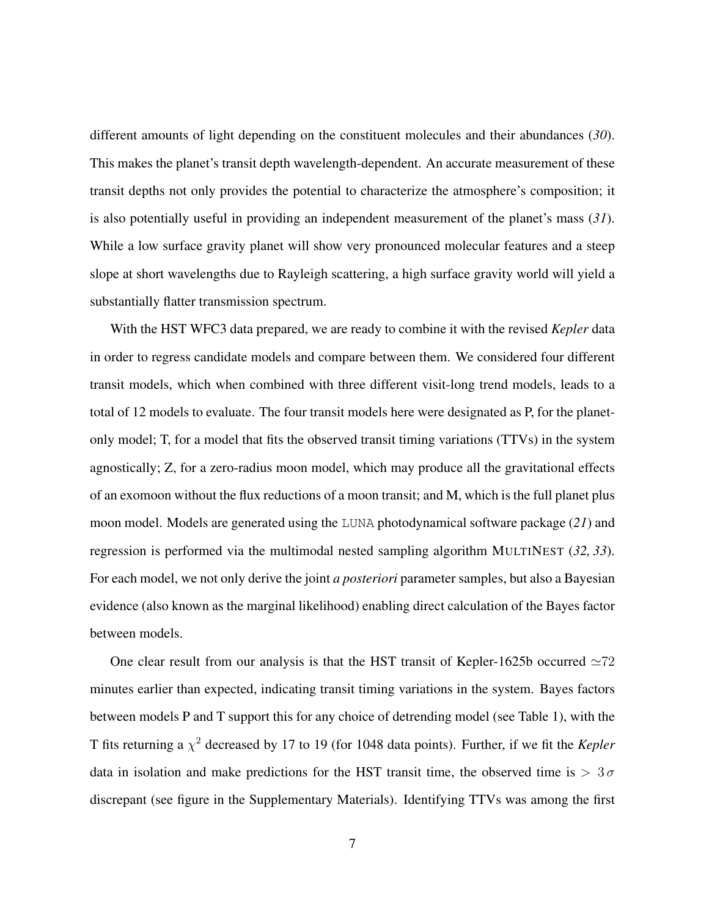different amounts of light depending on the constituent molecules and their abundances (*30*). This makes the planet's transit depth wavelength-dependent. An accurate measurement of these transit depths not only provides the potential to characterize the atmosphere's composition; it is also potentially useful in providing an independent measurement of the planet's mass (*31*). While a low surface gravity planet will show very pronounced molecular features and a steep slope at short wavelengths due to Rayleigh scattering, a high surface gravity world will yield a substantially flatter transmission spectrum.

With the HST WFC3 data prepared, we are ready to combine it with the revised *Kepler* data in order to regress candidate models and compare between them. We considered four different transit models, which when combined with three different visit-long trend models, leads to a total of 12 models to evaluate. The four transit models here were designated as P, for the planet-only model; T, for a model that fits the observed transit timing variations (TTVs) in the system agnostically; Z, for a zero-radius moon model, which may produce all the gravitational effects of an exomoon without the flux reductions of a moon transit; and M, which is the full planet plus moon model. Models are generated using the `LUNA` photodynamical software package (*21*) and regression is performed via the multimodal nested sampling algorithm MULTINEST (*32, 33*). For each model, we not only derive the joint *a posteriori* parameter samples, but also a Bayesian evidence (also known as the marginal likelihood) enabling direct calculation of the Bayes factor between models.

One clear result from our analysis is that the HST transit of Kepler-1625b occurred $\simeq$72 minutes earlier than expected, indicating transit timing variations in the system. Bayes factors between models P and T support this for any choice of detrending model (see Table 1), with the T fits returning a $\chi^2$ decreased by 17 to 19 (for 1048 data points). Further, if we fit the *Kepler* data in isolation and make predictions for the HST transit time, the observed time is $> 3\,\sigma$ discrepant (see figure in the Supplementary Materials). Identifying TTVs was among the first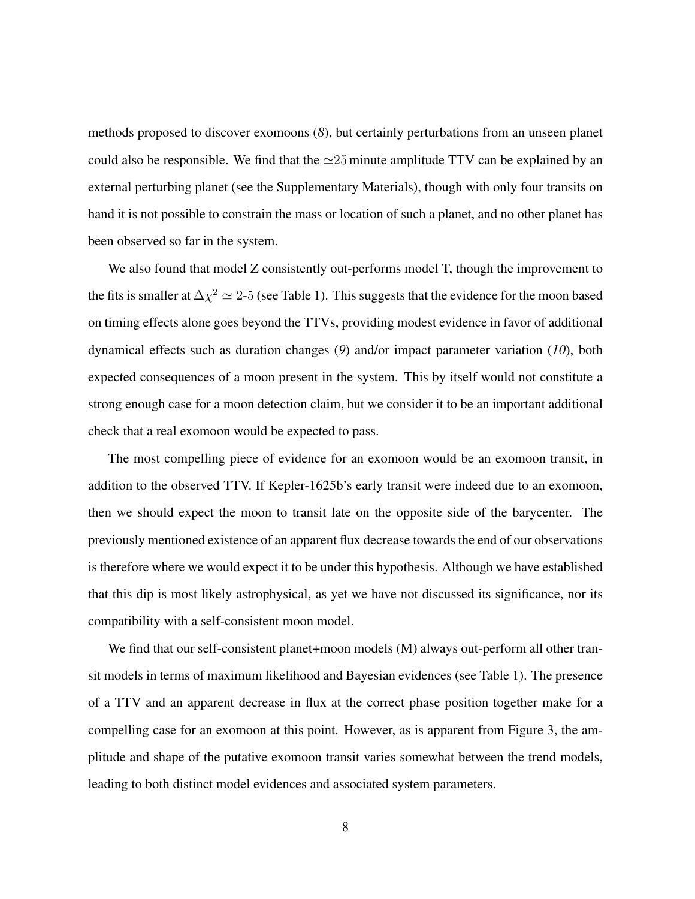methods proposed to discover exomoons (*8*), but certainly perturbations from an unseen planet could also be responsible. We find that the $\simeq 25$ minute amplitude TTV can be explained by an external perturbing planet (see the Supplementary Materials), though with only four transits on hand it is not possible to constrain the mass or location of such a planet, and no other planet has been observed so far in the system.

We also found that model Z consistently out-performs model T, though the improvement to the fits is smaller at $\Delta\chi^2 \simeq 2$-$5$ (see Table 1). This suggests that the evidence for the moon based on timing effects alone goes beyond the TTVs, providing modest evidence in favor of additional dynamical effects such as duration changes (*9*) and/or impact parameter variation (*10*), both expected consequences of a moon present in the system. This by itself would not constitute a strong enough case for a moon detection claim, but we consider it to be an important additional check that a real exomoon would be expected to pass.

The most compelling piece of evidence for an exomoon would be an exomoon transit, in addition to the observed TTV. If Kepler-1625b's early transit were indeed due to an exomoon, then we should expect the moon to transit late on the opposite side of the barycenter. The previously mentioned existence of an apparent flux decrease towards the end of our observations is therefore where we would expect it to be under this hypothesis. Although we have established that this dip is most likely astrophysical, as yet we have not discussed its significance, nor its compatibility with a self-consistent moon model.

We find that our self-consistent planet+moon models (M) always out-perform all other transit models in terms of maximum likelihood and Bayesian evidences (see Table 1). The presence of a TTV and an apparent decrease in flux at the correct phase position together make for a compelling case for an exomoon at this point. However, as is apparent from Figure 3, the amplitude and shape of the putative exomoon transit varies somewhat between the trend models, leading to both distinct model evidences and associated system parameters.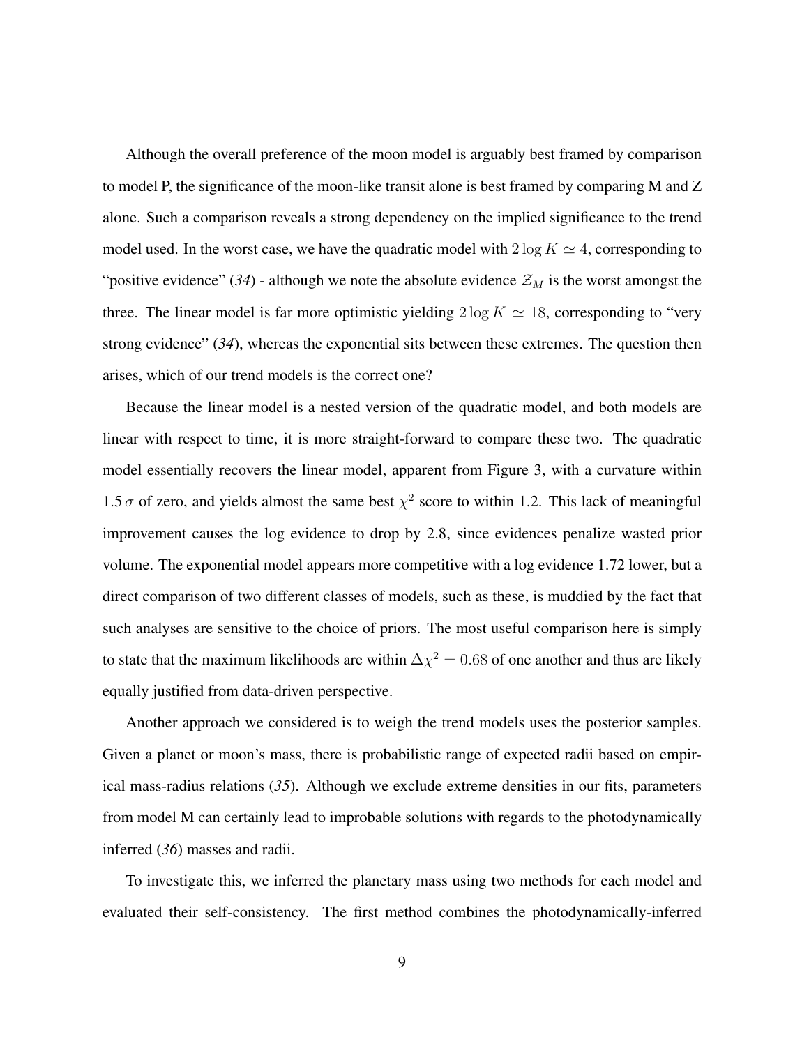Although the overall preference of the moon model is arguably best framed by comparison to model P, the significance of the moon-like transit alone is best framed by comparing M and Z alone. Such a comparison reveals a strong dependency on the implied significance to the trend model used. In the worst case, we have the quadratic model with $2 \log K \simeq 4$, corresponding to "positive evidence" (*34*) - although we note the absolute evidence $\mathcal{Z}_M$ is the worst amongst the three. The linear model is far more optimistic yielding $2 \log K \simeq 18$, corresponding to "very strong evidence" (*34*), whereas the exponential sits between these extremes. The question then arises, which of our trend models is the correct one?

Because the linear model is a nested version of the quadratic model, and both models are linear with respect to time, it is more straight-forward to compare these two. The quadratic model essentially recovers the linear model, apparent from Figure 3, with a curvature within $1.5\,\sigma$ of zero, and yields almost the same best $\chi^2$ score to within 1.2. This lack of meaningful improvement causes the log evidence to drop by 2.8, since evidences penalize wasted prior volume. The exponential model appears more competitive with a log evidence 1.72 lower, but a direct comparison of two different classes of models, such as these, is muddied by the fact that such analyses are sensitive to the choice of priors. The most useful comparison here is simply to state that the maximum likelihoods are within $\Delta\chi^2 = 0.68$ of one another and thus are likely equally justified from data-driven perspective.

Another approach we considered is to weigh the trend models uses the posterior samples. Given a planet or moon's mass, there is probabilistic range of expected radii based on empirical mass-radius relations (*35*). Although we exclude extreme densities in our fits, parameters from model M can certainly lead to improbable solutions with regards to the photodynamically inferred (*36*) masses and radii.

To investigate this, we inferred the planetary mass using two methods for each model and evaluated their self-consistency. The first method combines the photodynamically-inferred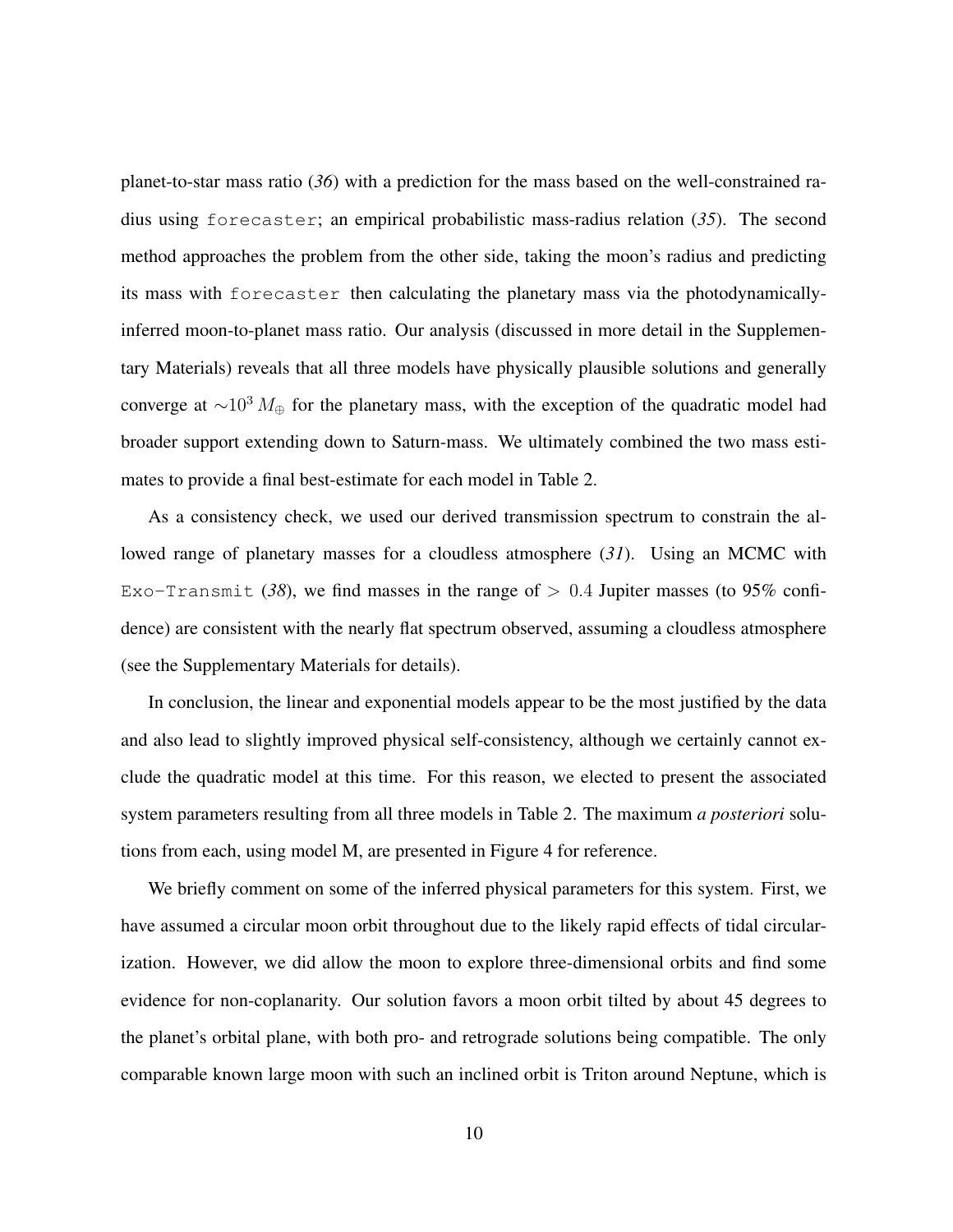planet-to-star mass ratio (*36*) with a prediction for the mass based on the well-constrained radius using `forecaster`; an empirical probabilistic mass-radius relation (*35*). The second method approaches the problem from the other side, taking the moon's radius and predicting its mass with `forecaster` then calculating the planetary mass via the photodynamically-inferred moon-to-planet mass ratio. Our analysis (discussed in more detail in the Supplementary Materials) reveals that all three models have physically plausible solutions and generally converge at $\sim 10^3\,M_\oplus$ for the planetary mass, with the exception of the quadratic model had broader support extending down to Saturn-mass. We ultimately combined the two mass estimates to provide a final best-estimate for each model in Table 2.

As a consistency check, we used our derived transmission spectrum to constrain the allowed range of planetary masses for a cloudless atmosphere (*31*). Using an MCMC with `Exo-Transmit` (*38*), we find masses in the range of $> 0.4$ Jupiter masses (to 95% confidence) are consistent with the nearly flat spectrum observed, assuming a cloudless atmosphere (see the Supplementary Materials for details).

In conclusion, the linear and exponential models appear to be the most justified by the data and also lead to slightly improved physical self-consistency, although we certainly cannot exclude the quadratic model at this time. For this reason, we elected to present the associated system parameters resulting from all three models in Table 2. The maximum *a posteriori* solutions from each, using model M, are presented in Figure 4 for reference.

We briefly comment on some of the inferred physical parameters for this system. First, we have assumed a circular moon orbit throughout due to the likely rapid effects of tidal circularization. However, we did allow the moon to explore three-dimensional orbits and find some evidence for non-coplanarity. Our solution favors a moon orbit tilted by about 45 degrees to the planet's orbital plane, with both pro- and retrograde solutions being compatible. The only comparable known large moon with such an inclined orbit is Triton around Neptune, which is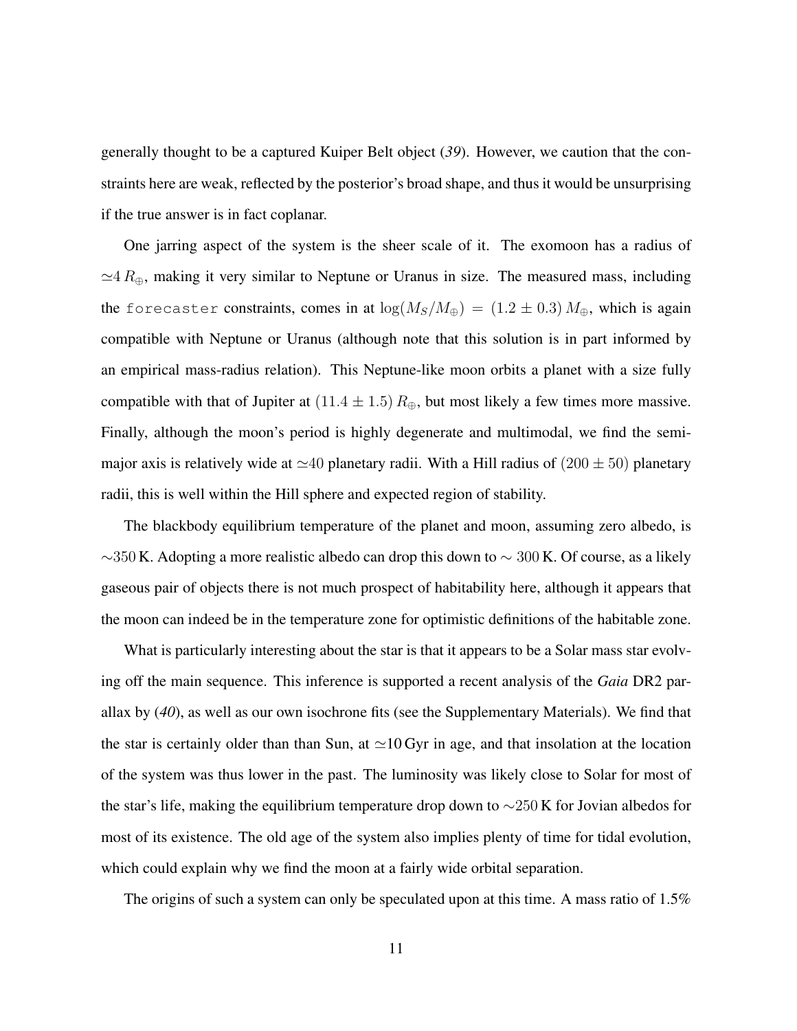generally thought to be a captured Kuiper Belt object (*39*). However, we caution that the constraints here are weak, reflected by the posterior's broad shape, and thus it would be unsurprising if the true answer is in fact coplanar.

One jarring aspect of the system is the sheer scale of it. The exomoon has a radius of $\simeq 4\,R_{\oplus}$, making it very similar to Neptune or Uranus in size. The measured mass, including the `forecaster` constraints, comes in at $\log(M_S/M_{\oplus}) = (1.2 \pm 0.3)\,M_{\oplus}$, which is again compatible with Neptune or Uranus (although note that this solution is in part informed by an empirical mass-radius relation). This Neptune-like moon orbits a planet with a size fully compatible with that of Jupiter at $(11.4 \pm 1.5)\,R_{\oplus}$, but most likely a few times more massive. Finally, although the moon's period is highly degenerate and multimodal, we find the semi-major axis is relatively wide at $\simeq 40$ planetary radii. With a Hill radius of $(200 \pm 50)$ planetary radii, this is well within the Hill sphere and expected region of stability.

The blackbody equilibrium temperature of the planet and moon, assuming zero albedo, is $\sim 350$ K. Adopting a more realistic albedo can drop this down to $\sim 300$ K. Of course, as a likely gaseous pair of objects there is not much prospect of habitability here, although it appears that the moon can indeed be in the temperature zone for optimistic definitions of the habitable zone.

What is particularly interesting about the star is that it appears to be a Solar mass star evolving off the main sequence. This inference is supported a recent analysis of the *Gaia* DR2 parallax by (*40*), as well as our own isochrone fits (see the Supplementary Materials). We find that the star is certainly older than than Sun, at $\simeq 10$ Gyr in age, and that insolation at the location of the system was thus lower in the past. The luminosity was likely close to Solar for most of the star's life, making the equilibrium temperature drop down to $\sim 250$ K for Jovian albedos for most of its existence. The old age of the system also implies plenty of time for tidal evolution, which could explain why we find the moon at a fairly wide orbital separation.

The origins of such a system can only be speculated upon at this time. A mass ratio of 1.5%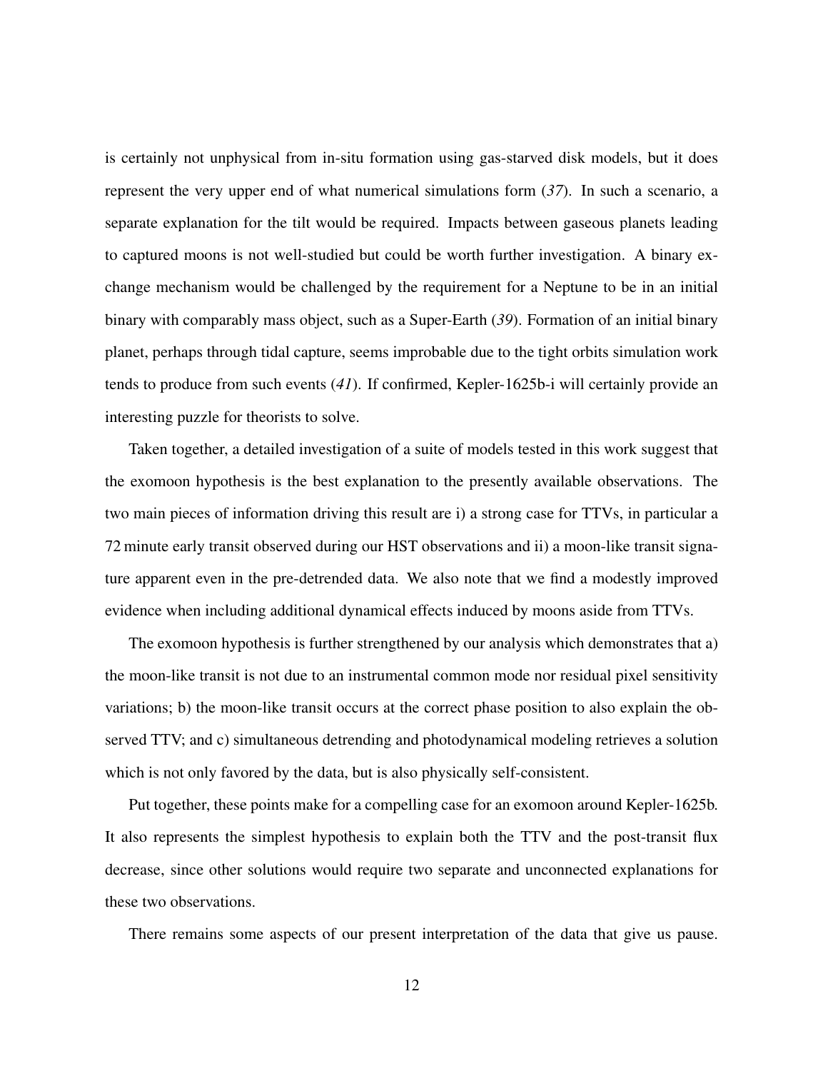is certainly not unphysical from in-situ formation using gas-starved disk models, but it does represent the very upper end of what numerical simulations form (*37*). In such a scenario, a separate explanation for the tilt would be required. Impacts between gaseous planets leading to captured moons is not well-studied but could be worth further investigation. A binary exchange mechanism would be challenged by the requirement for a Neptune to be in an initial binary with comparably mass object, such as a Super-Earth (*39*). Formation of an initial binary planet, perhaps through tidal capture, seems improbable due to the tight orbits simulation work tends to produce from such events (*41*). If confirmed, Kepler-1625b-i will certainly provide an interesting puzzle for theorists to solve.

Taken together, a detailed investigation of a suite of models tested in this work suggest that the exomoon hypothesis is the best explanation to the presently available observations. The two main pieces of information driving this result are i) a strong case for TTVs, in particular a 72 minute early transit observed during our HST observations and ii) a moon-like transit signature apparent even in the pre-detrended data. We also note that we find a modestly improved evidence when including additional dynamical effects induced by moons aside from TTVs.

The exomoon hypothesis is further strengthened by our analysis which demonstrates that a) the moon-like transit is not due to an instrumental common mode nor residual pixel sensitivity variations; b) the moon-like transit occurs at the correct phase position to also explain the observed TTV; and c) simultaneous detrending and photodynamical modeling retrieves a solution which is not only favored by the data, but is also physically self-consistent.

Put together, these points make for a compelling case for an exomoon around Kepler-1625b. It also represents the simplest hypothesis to explain both the TTV and the post-transit flux decrease, since other solutions would require two separate and unconnected explanations for these two observations.

There remains some aspects of our present interpretation of the data that give us pause.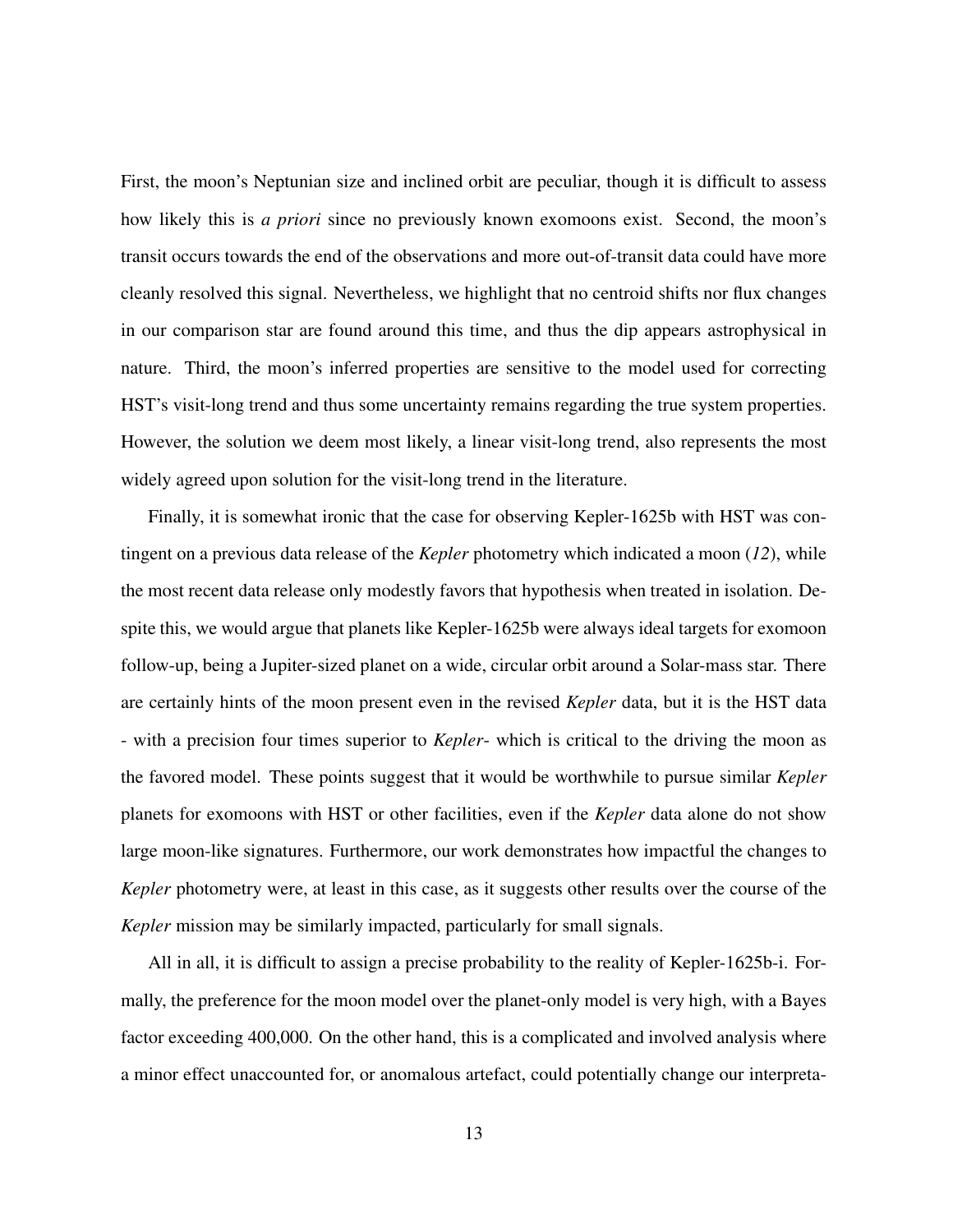First, the moon's Neptunian size and inclined orbit are peculiar, though it is difficult to assess how likely this is *a priori* since no previously known exomoons exist. Second, the moon's transit occurs towards the end of the observations and more out-of-transit data could have more cleanly resolved this signal. Nevertheless, we highlight that no centroid shifts nor flux changes in our comparison star are found around this time, and thus the dip appears astrophysical in nature. Third, the moon's inferred properties are sensitive to the model used for correcting HST's visit-long trend and thus some uncertainty remains regarding the true system properties. However, the solution we deem most likely, a linear visit-long trend, also represents the most widely agreed upon solution for the visit-long trend in the literature.

Finally, it is somewhat ironic that the case for observing Kepler-1625b with HST was contingent on a previous data release of the *Kepler* photometry which indicated a moon (*12*), while the most recent data release only modestly favors that hypothesis when treated in isolation. Despite this, we would argue that planets like Kepler-1625b were always ideal targets for exomoon follow-up, being a Jupiter-sized planet on a wide, circular orbit around a Solar-mass star. There are certainly hints of the moon present even in the revised *Kepler* data, but it is the HST data - with a precision four times superior to *Kepler*- which is critical to the driving the moon as the favored model. These points suggest that it would be worthwhile to pursue similar *Kepler* planets for exomoons with HST or other facilities, even if the *Kepler* data alone do not show large moon-like signatures. Furthermore, our work demonstrates how impactful the changes to *Kepler* photometry were, at least in this case, as it suggests other results over the course of the *Kepler* mission may be similarly impacted, particularly for small signals.

All in all, it is difficult to assign a precise probability to the reality of Kepler-1625b-i. Formally, the preference for the moon model over the planet-only model is very high, with a Bayes factor exceeding 400,000. On the other hand, this is a complicated and involved analysis where a minor effect unaccounted for, or anomalous artefact, could potentially change our interpreta-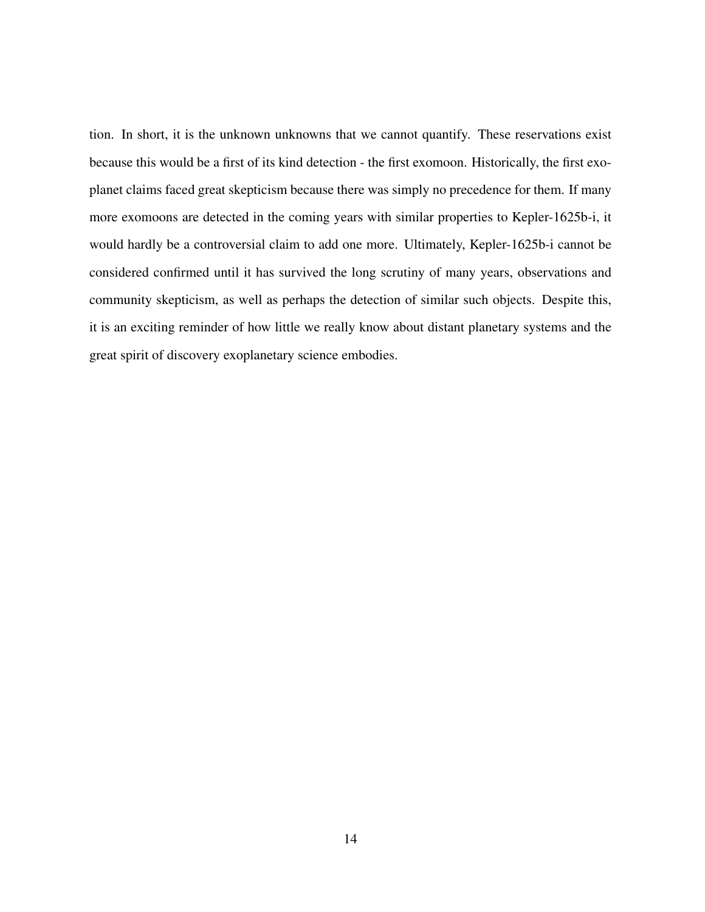tion. In short, it is the unknown unknowns that we cannot quantify. These reservations exist because this would be a first of its kind detection - the first exomoon. Historically, the first exoplanet claims faced great skepticism because there was simply no precedence for them. If many more exomoons are detected in the coming years with similar properties to Kepler-1625b-i, it would hardly be a controversial claim to add one more. Ultimately, Kepler-1625b-i cannot be considered confirmed until it has survived the long scrutiny of many years, observations and community skepticism, as well as perhaps the detection of similar such objects. Despite this, it is an exciting reminder of how little we really know about distant planetary systems and the great spirit of discovery exoplanetary science embodies.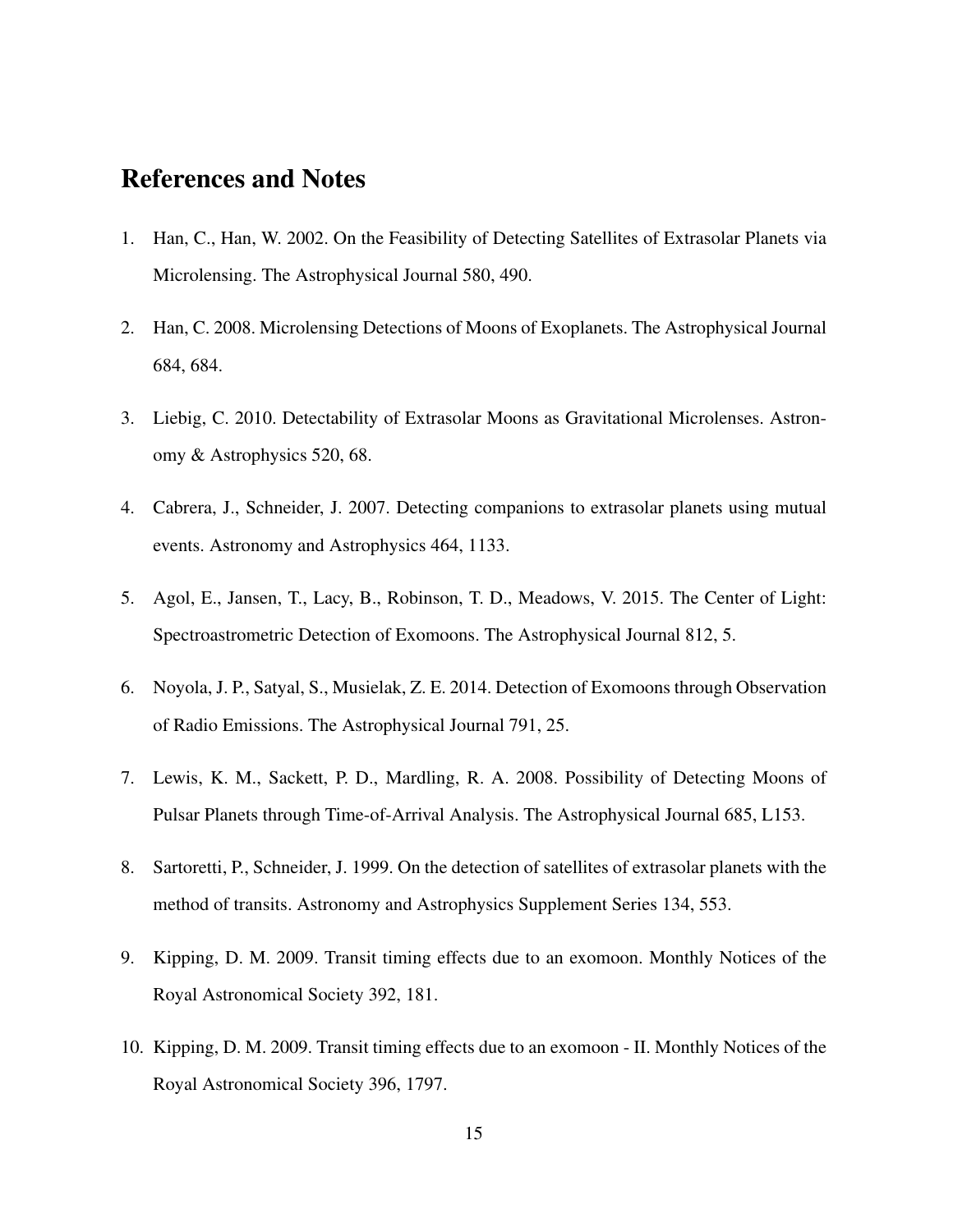## References and Notes

1. Han, C., Han, W. 2002. On the Feasibility of Detecting Satellites of Extrasolar Planets via Microlensing. The Astrophysical Journal 580, 490.

2. Han, C. 2008. Microlensing Detections of Moons of Exoplanets. The Astrophysical Journal 684, 684.

3. Liebig, C. 2010. Detectability of Extrasolar Moons as Gravitational Microlenses. Astronomy & Astrophysics 520, 68.

4. Cabrera, J., Schneider, J. 2007. Detecting companions to extrasolar planets using mutual events. Astronomy and Astrophysics 464, 1133.

5. Agol, E., Jansen, T., Lacy, B., Robinson, T. D., Meadows, V. 2015. The Center of Light: Spectroastrometric Detection of Exomoons. The Astrophysical Journal 812, 5.

6. Noyola, J. P., Satyal, S., Musielak, Z. E. 2014. Detection of Exomoons through Observation of Radio Emissions. The Astrophysical Journal 791, 25.

7. Lewis, K. M., Sackett, P. D., Mardling, R. A. 2008. Possibility of Detecting Moons of Pulsar Planets through Time-of-Arrival Analysis. The Astrophysical Journal 685, L153.

8. Sartoretti, P., Schneider, J. 1999. On the detection of satellites of extrasolar planets with the method of transits. Astronomy and Astrophysics Supplement Series 134, 553.

9. Kipping, D. M. 2009. Transit timing effects due to an exomoon. Monthly Notices of the Royal Astronomical Society 392, 181.

10. Kipping, D. M. 2009. Transit timing effects due to an exomoon - II. Monthly Notices of the Royal Astronomical Society 396, 1797.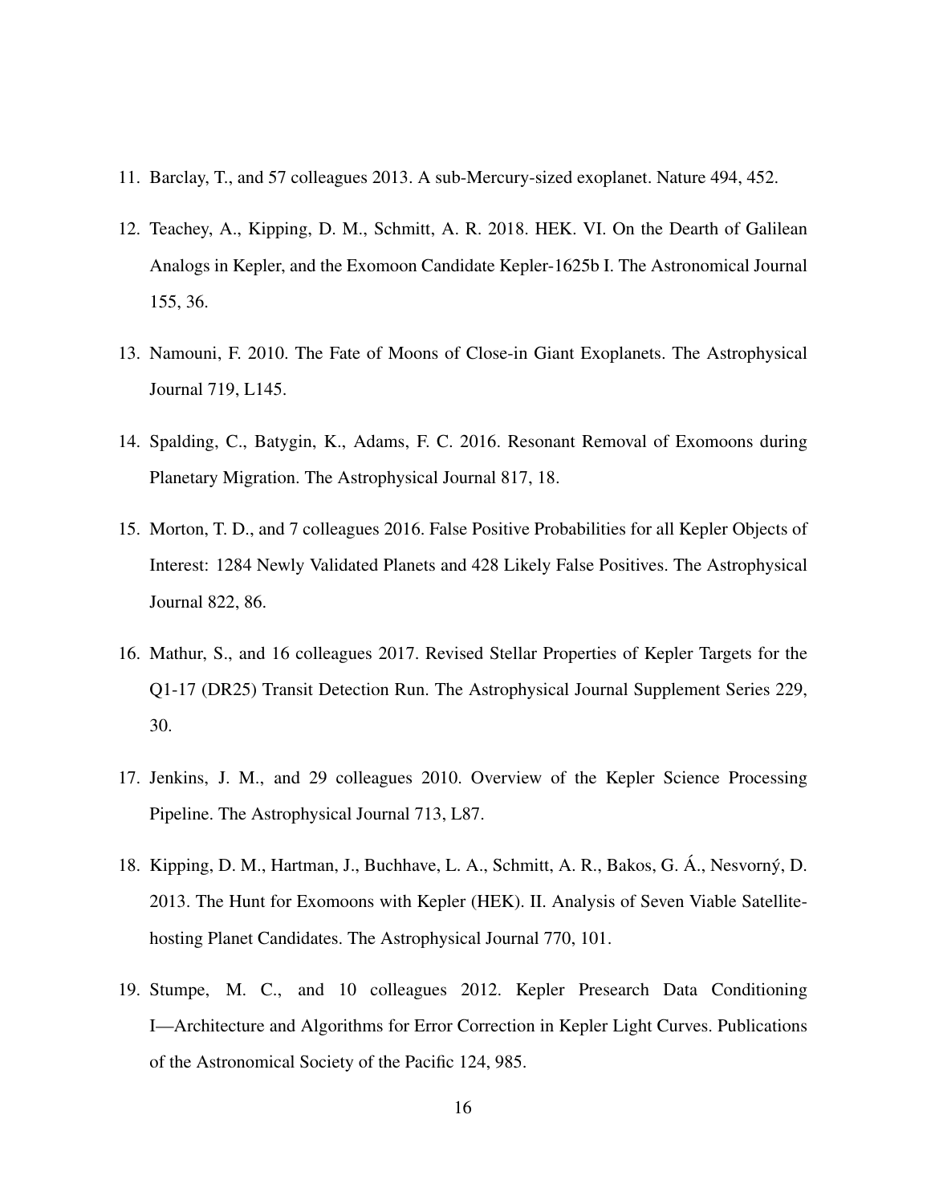11. Barclay, T., and 57 colleagues 2013. A sub-Mercury-sized exoplanet. Nature 494, 452.
12. Teachey, A., Kipping, D. M., Schmitt, A. R. 2018. HEK. VI. On the Dearth of Galilean Analogs in Kepler, and the Exomoon Candidate Kepler-1625b I. The Astronomical Journal 155, 36.
13. Namouni, F. 2010. The Fate of Moons of Close-in Giant Exoplanets. The Astrophysical Journal 719, L145.
14. Spalding, C., Batygin, K., Adams, F. C. 2016. Resonant Removal of Exomoons during Planetary Migration. The Astrophysical Journal 817, 18.
15. Morton, T. D., and 7 colleagues 2016. False Positive Probabilities for all Kepler Objects of Interest: 1284 Newly Validated Planets and 428 Likely False Positives. The Astrophysical Journal 822, 86.
16. Mathur, S., and 16 colleagues 2017. Revised Stellar Properties of Kepler Targets for the Q1-17 (DR25) Transit Detection Run. The Astrophysical Journal Supplement Series 229, 30.
17. Jenkins, J. M., and 29 colleagues 2010. Overview of the Kepler Science Processing Pipeline. The Astrophysical Journal 713, L87.
18. Kipping, D. M., Hartman, J., Buchhave, L. A., Schmitt, A. R., Bakos, G. Á., Nesvorný, D. 2013. The Hunt for Exomoons with Kepler (HEK). II. Analysis of Seven Viable Satellite-hosting Planet Candidates. The Astrophysical Journal 770, 101.
19. Stumpe, M. C., and 10 colleagues 2012. Kepler Presearch Data Conditioning I—Architecture and Algorithms for Error Correction in Kepler Light Curves. Publications of the Astronomical Society of the Pacific 124, 985.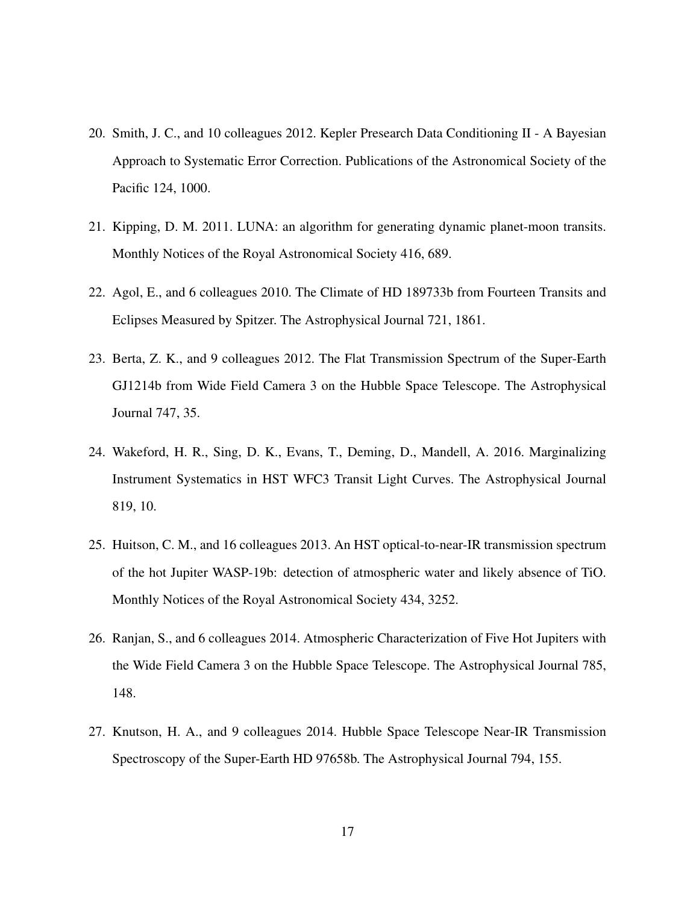20. Smith, J. C., and 10 colleagues 2012. Kepler Presearch Data Conditioning II - A Bayesian Approach to Systematic Error Correction. Publications of the Astronomical Society of the Pacific 124, 1000.

21. Kipping, D. M. 2011. LUNA: an algorithm for generating dynamic planet-moon transits. Monthly Notices of the Royal Astronomical Society 416, 689.

22. Agol, E., and 6 colleagues 2010. The Climate of HD 189733b from Fourteen Transits and Eclipses Measured by Spitzer. The Astrophysical Journal 721, 1861.

23. Berta, Z. K., and 9 colleagues 2012. The Flat Transmission Spectrum of the Super-Earth GJ1214b from Wide Field Camera 3 on the Hubble Space Telescope. The Astrophysical Journal 747, 35.

24. Wakeford, H. R., Sing, D. K., Evans, T., Deming, D., Mandell, A. 2016. Marginalizing Instrument Systematics in HST WFC3 Transit Light Curves. The Astrophysical Journal 819, 10.

25. Huitson, C. M., and 16 colleagues 2013. An HST optical-to-near-IR transmission spectrum of the hot Jupiter WASP-19b: detection of atmospheric water and likely absence of TiO. Monthly Notices of the Royal Astronomical Society 434, 3252.

26. Ranjan, S., and 6 colleagues 2014. Atmospheric Characterization of Five Hot Jupiters with the Wide Field Camera 3 on the Hubble Space Telescope. The Astrophysical Journal 785, 148.

27. Knutson, H. A., and 9 colleagues 2014. Hubble Space Telescope Near-IR Transmission Spectroscopy of the Super-Earth HD 97658b. The Astrophysical Journal 794, 155.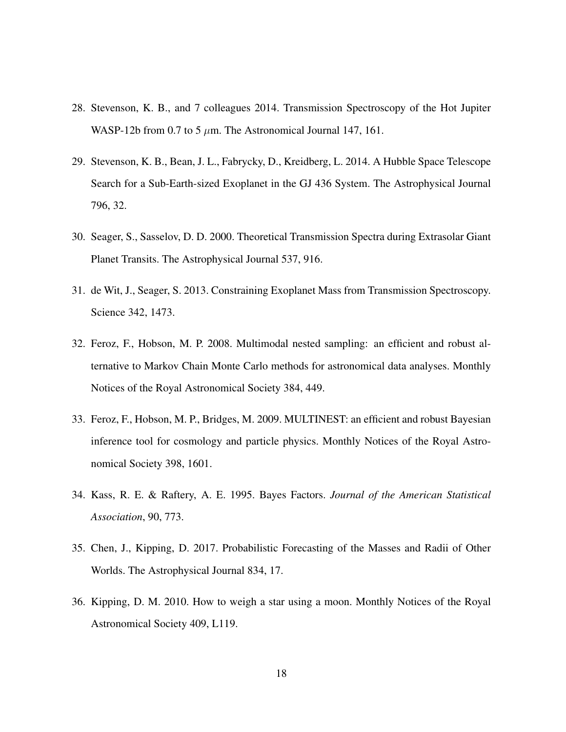28. Stevenson, K. B., and 7 colleagues 2014. Transmission Spectroscopy of the Hot Jupiter WASP-12b from 0.7 to 5 $\mu$m. The Astronomical Journal 147, 161.

29. Stevenson, K. B., Bean, J. L., Fabrycky, D., Kreidberg, L. 2014. A Hubble Space Telescope Search for a Sub-Earth-sized Exoplanet in the GJ 436 System. The Astrophysical Journal 796, 32.

30. Seager, S., Sasselov, D. D. 2000. Theoretical Transmission Spectra during Extrasolar Giant Planet Transits. The Astrophysical Journal 537, 916.

31. de Wit, J., Seager, S. 2013. Constraining Exoplanet Mass from Transmission Spectroscopy. Science 342, 1473.

32. Feroz, F., Hobson, M. P. 2008. Multimodal nested sampling: an efficient and robust alternative to Markov Chain Monte Carlo methods for astronomical data analyses. Monthly Notices of the Royal Astronomical Society 384, 449.

33. Feroz, F., Hobson, M. P., Bridges, M. 2009. MULTINEST: an efficient and robust Bayesian inference tool for cosmology and particle physics. Monthly Notices of the Royal Astronomical Society 398, 1601.

34. Kass, R. E. & Raftery, A. E. 1995. Bayes Factors. *Journal of the American Statistical Association*, 90, 773.

35. Chen, J., Kipping, D. 2017. Probabilistic Forecasting of the Masses and Radii of Other Worlds. The Astrophysical Journal 834, 17.

36. Kipping, D. M. 2010. How to weigh a star using a moon. Monthly Notices of the Royal Astronomical Society 409, L119.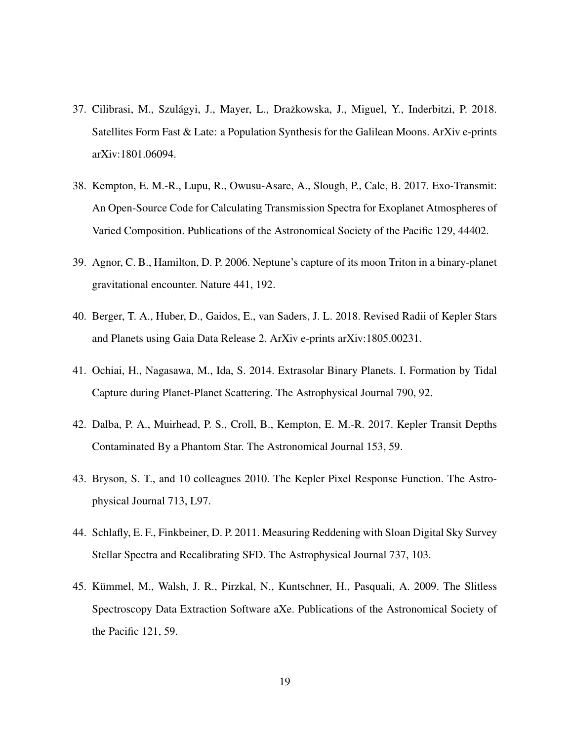37. Cilibrasi, M., Szulágyi, J., Mayer, L., Drażkowska, J., Miguel, Y., Inderbitzi, P. 2018. Satellites Form Fast & Late: a Population Synthesis for the Galilean Moons. ArXiv e-prints arXiv:1801.06094.

38. Kempton, E. M.-R., Lupu, R., Owusu-Asare, A., Slough, P., Cale, B. 2017. Exo-Transmit: An Open-Source Code for Calculating Transmission Spectra for Exoplanet Atmospheres of Varied Composition. Publications of the Astronomical Society of the Pacific 129, 44402.

39. Agnor, C. B., Hamilton, D. P. 2006. Neptune's capture of its moon Triton in a binary-planet gravitational encounter. Nature 441, 192.

40. Berger, T. A., Huber, D., Gaidos, E., van Saders, J. L. 2018. Revised Radii of Kepler Stars and Planets using Gaia Data Release 2. ArXiv e-prints arXiv:1805.00231.

41. Ochiai, H., Nagasawa, M., Ida, S. 2014. Extrasolar Binary Planets. I. Formation by Tidal Capture during Planet-Planet Scattering. The Astrophysical Journal 790, 92.

42. Dalba, P. A., Muirhead, P. S., Croll, B., Kempton, E. M.-R. 2017. Kepler Transit Depths Contaminated By a Phantom Star. The Astronomical Journal 153, 59.

43. Bryson, S. T., and 10 colleagues 2010. The Kepler Pixel Response Function. The Astrophysical Journal 713, L97.

44. Schlafly, E. F., Finkbeiner, D. P. 2011. Measuring Reddening with Sloan Digital Sky Survey Stellar Spectra and Recalibrating SFD. The Astrophysical Journal 737, 103.

45. Kümmel, M., Walsh, J. R., Pirzkal, N., Kuntschner, H., Pasquali, A. 2009. The Slitless Spectroscopy Data Extraction Software aXe. Publications of the Astronomical Society of the Pacific 121, 59.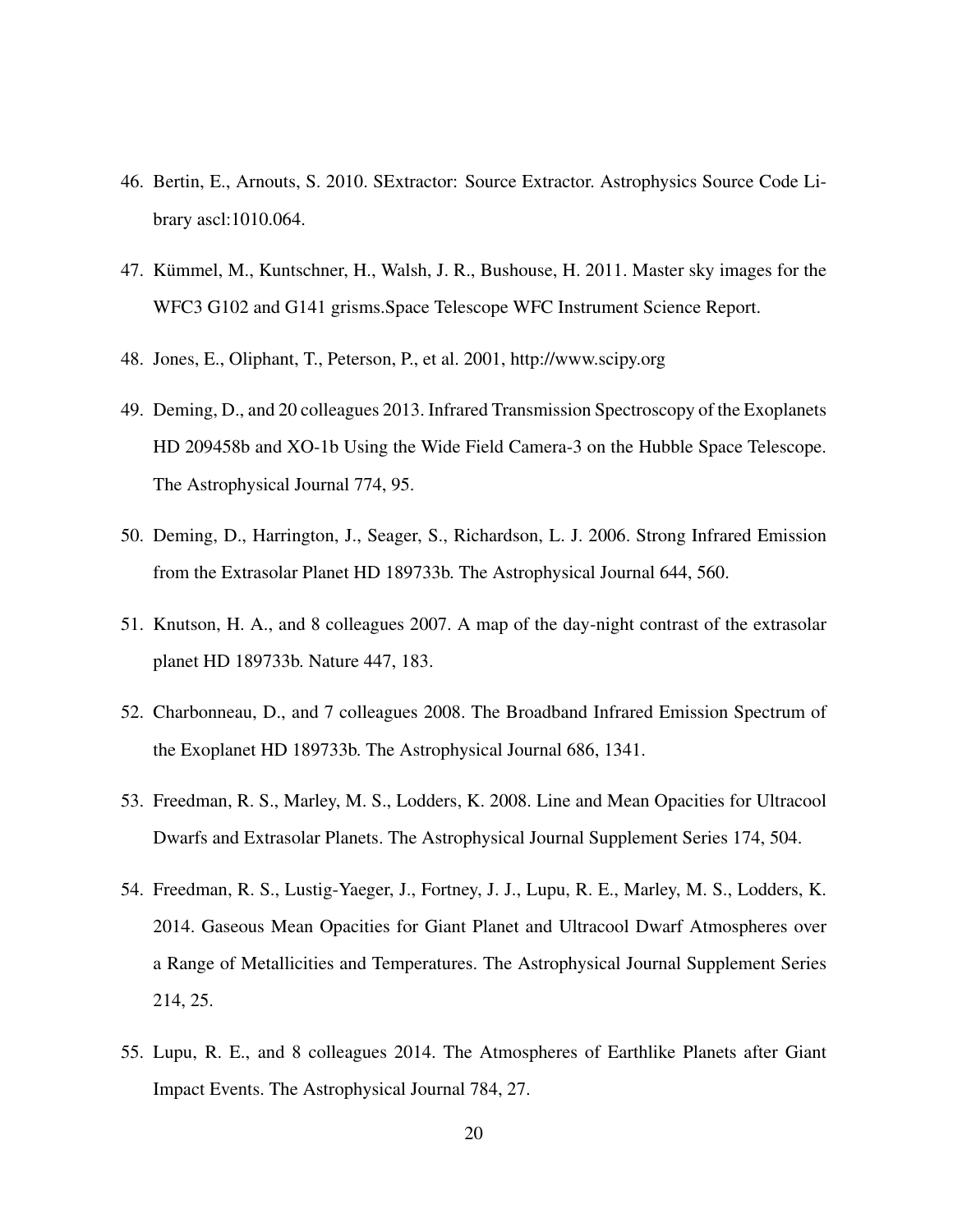46. Bertin, E., Arnouts, S. 2010. SExtractor: Source Extractor. Astrophysics Source Code Library ascl:1010.064.

47. Kümmel, M., Kuntschner, H., Walsh, J. R., Bushouse, H. 2011. Master sky images for the WFC3 G102 and G141 grisms.Space Telescope WFC Instrument Science Report.

48. Jones, E., Oliphant, T., Peterson, P., et al. 2001, http://www.scipy.org

49. Deming, D., and 20 colleagues 2013. Infrared Transmission Spectroscopy of the Exoplanets HD 209458b and XO-1b Using the Wide Field Camera-3 on the Hubble Space Telescope. The Astrophysical Journal 774, 95.

50. Deming, D., Harrington, J., Seager, S., Richardson, L. J. 2006. Strong Infrared Emission from the Extrasolar Planet HD 189733b. The Astrophysical Journal 644, 560.

51. Knutson, H. A., and 8 colleagues 2007. A map of the day-night contrast of the extrasolar planet HD 189733b. Nature 447, 183.

52. Charbonneau, D., and 7 colleagues 2008. The Broadband Infrared Emission Spectrum of the Exoplanet HD 189733b. The Astrophysical Journal 686, 1341.

53. Freedman, R. S., Marley, M. S., Lodders, K. 2008. Line and Mean Opacities for Ultracool Dwarfs and Extrasolar Planets. The Astrophysical Journal Supplement Series 174, 504.

54. Freedman, R. S., Lustig-Yaeger, J., Fortney, J. J., Lupu, R. E., Marley, M. S., Lodders, K. 2014. Gaseous Mean Opacities for Giant Planet and Ultracool Dwarf Atmospheres over a Range of Metallicities and Temperatures. The Astrophysical Journal Supplement Series 214, 25.

55. Lupu, R. E., and 8 colleagues 2014. The Atmospheres of Earthlike Planets after Giant Impact Events. The Astrophysical Journal 784, 27.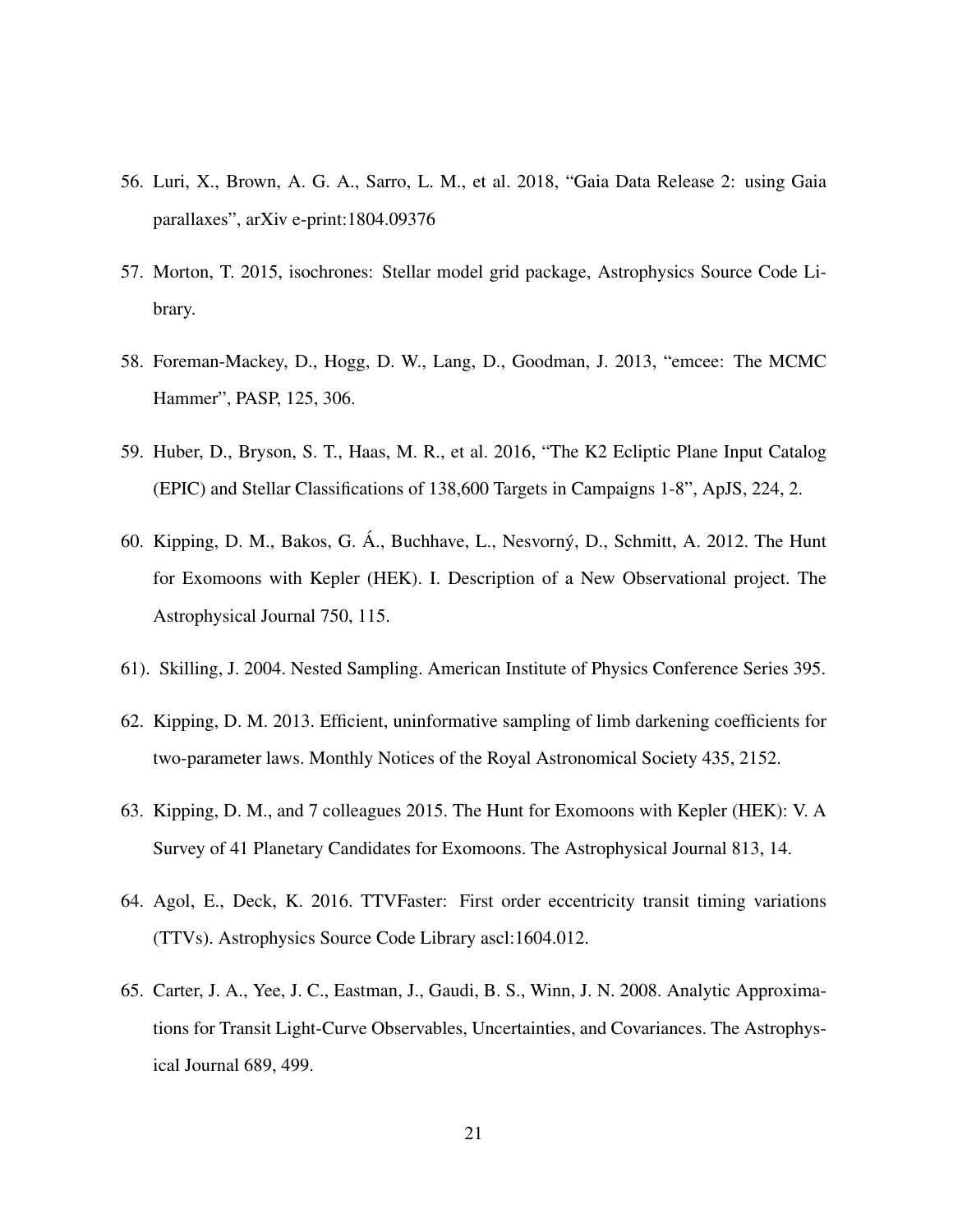56. Luri, X., Brown, A. G. A., Sarro, L. M., et al. 2018, "Gaia Data Release 2: using Gaia parallaxes", arXiv e-print:1804.09376

57. Morton, T. 2015, isochrones: Stellar model grid package, Astrophysics Source Code Library.

58. Foreman-Mackey, D., Hogg, D. W., Lang, D., Goodman, J. 2013, "emcee: The MCMC Hammer", PASP, 125, 306.

59. Huber, D., Bryson, S. T., Haas, M. R., et al. 2016, "The K2 Ecliptic Plane Input Catalog (EPIC) and Stellar Classifications of 138,600 Targets in Campaigns 1-8", ApJS, 224, 2.

60. Kipping, D. M., Bakos, G. Á., Buchhave, L., Nesvorný, D., Schmitt, A. 2012. The Hunt for Exomoons with Kepler (HEK). I. Description of a New Observational project. The Astrophysical Journal 750, 115.

61). Skilling, J. 2004. Nested Sampling. American Institute of Physics Conference Series 395.

62. Kipping, D. M. 2013. Efficient, uninformative sampling of limb darkening coefficients for two-parameter laws. Monthly Notices of the Royal Astronomical Society 435, 2152.

63. Kipping, D. M., and 7 colleagues 2015. The Hunt for Exomoons with Kepler (HEK): V. A Survey of 41 Planetary Candidates for Exomoons. The Astrophysical Journal 813, 14.

64. Agol, E., Deck, K. 2016. TTVFaster: First order eccentricity transit timing variations (TTVs). Astrophysics Source Code Library ascl:1604.012.

65. Carter, J. A., Yee, J. C., Eastman, J., Gaudi, B. S., Winn, J. N. 2008. Analytic Approximations for Transit Light-Curve Observables, Uncertainties, and Covariances. The Astrophysical Journal 689, 499.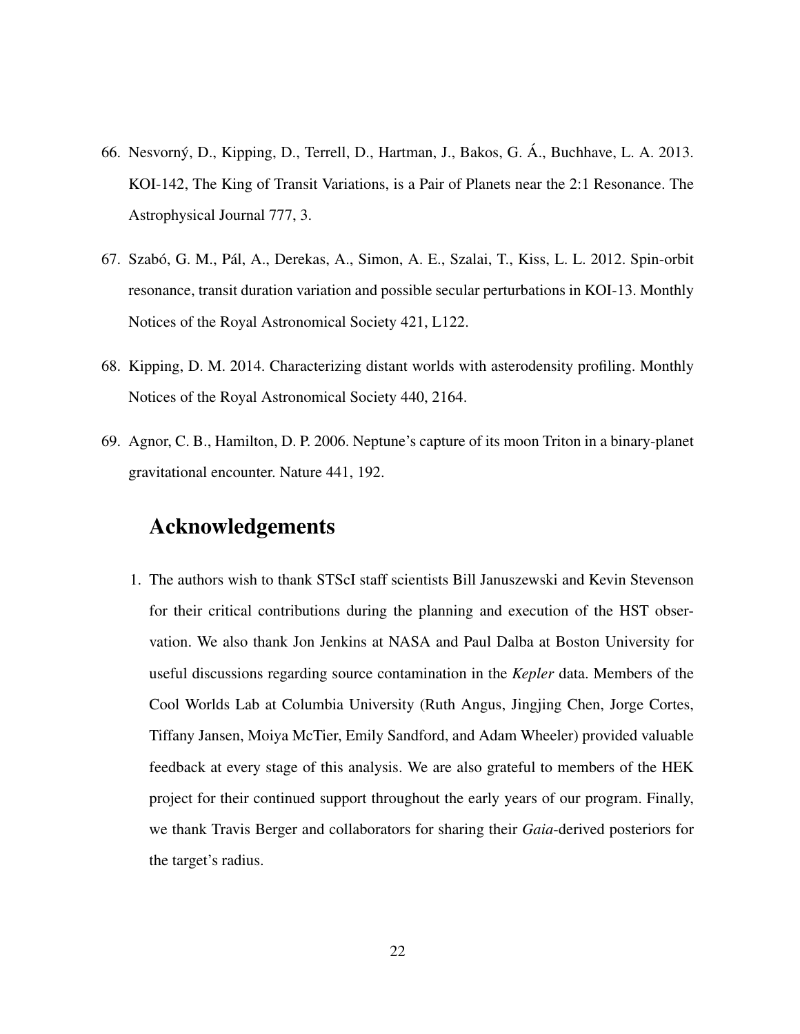66. Nesvorný, D., Kipping, D., Terrell, D., Hartman, J., Bakos, G. Á., Buchhave, L. A. 2013. KOI-142, The King of Transit Variations, is a Pair of Planets near the 2:1 Resonance. The Astrophysical Journal 777, 3.

67. Szabó, G. M., Pál, A., Derekas, A., Simon, A. E., Szalai, T., Kiss, L. L. 2012. Spin-orbit resonance, transit duration variation and possible secular perturbations in KOI-13. Monthly Notices of the Royal Astronomical Society 421, L122.

68. Kipping, D. M. 2014. Characterizing distant worlds with asterodensity profiling. Monthly Notices of the Royal Astronomical Society 440, 2164.

69. Agnor, C. B., Hamilton, D. P. 2006. Neptune's capture of its moon Triton in a binary-planet gravitational encounter. Nature 441, 192.

## Acknowledgements

1. The authors wish to thank STScI staff scientists Bill Januszewski and Kevin Stevenson for their critical contributions during the planning and execution of the HST observation. We also thank Jon Jenkins at NASA and Paul Dalba at Boston University for useful discussions regarding source contamination in the *Kepler* data. Members of the Cool Worlds Lab at Columbia University (Ruth Angus, Jingjing Chen, Jorge Cortes, Tiffany Jansen, Moiya McTier, Emily Sandford, and Adam Wheeler) provided valuable feedback at every stage of this analysis. We are also grateful to members of the HEK project for their continued support throughout the early years of our program. Finally, we thank Travis Berger and collaborators for sharing their *Gaia*-derived posteriors for the target's radius.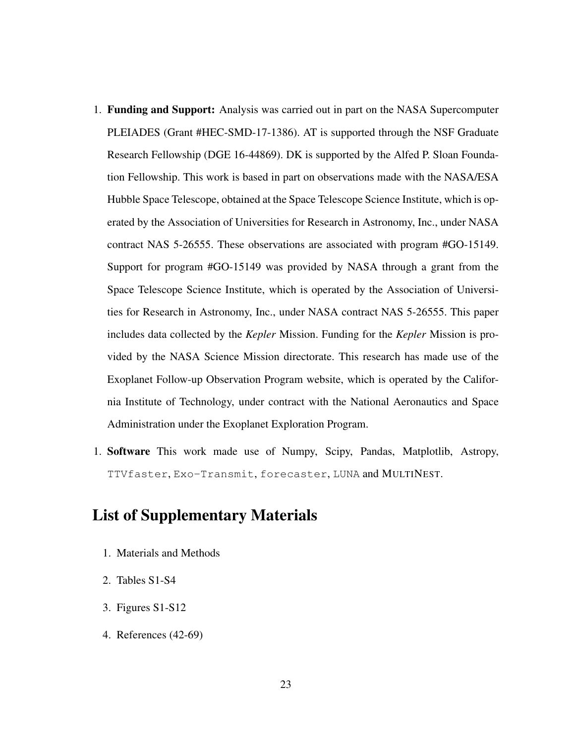1. **Funding and Support:** Analysis was carried out in part on the NASA Supercomputer PLEIADES (Grant #HEC-SMD-17-1386). AT is supported through the NSF Graduate Research Fellowship (DGE 16-44869). DK is supported by the Alfed P. Sloan Foundation Fellowship. This work is based in part on observations made with the NASA/ESA Hubble Space Telescope, obtained at the Space Telescope Science Institute, which is operated by the Association of Universities for Research in Astronomy, Inc., under NASA contract NAS 5-26555. These observations are associated with program #GO-15149. Support for program #GO-15149 was provided by NASA through a grant from the Space Telescope Science Institute, which is operated by the Association of Universities for Research in Astronomy, Inc., under NASA contract NAS 5-26555. This paper includes data collected by the *Kepler* Mission. Funding for the *Kepler* Mission is provided by the NASA Science Mission directorate. This research has made use of the Exoplanet Follow-up Observation Program website, which is operated by the California Institute of Technology, under contract with the National Aeronautics and Space Administration under the Exoplanet Exploration Program.

1. **Software** This work made use of Numpy, Scipy, Pandas, Matplotlib, Astropy, `TTVfaster`, `Exo-Transmit`, `forecaster`, `LUNA` and MULTINEST.

# List of Supplementary Materials

1. Materials and Methods
2. Tables S1-S4
3. Figures S1-S12
4. References (42-69)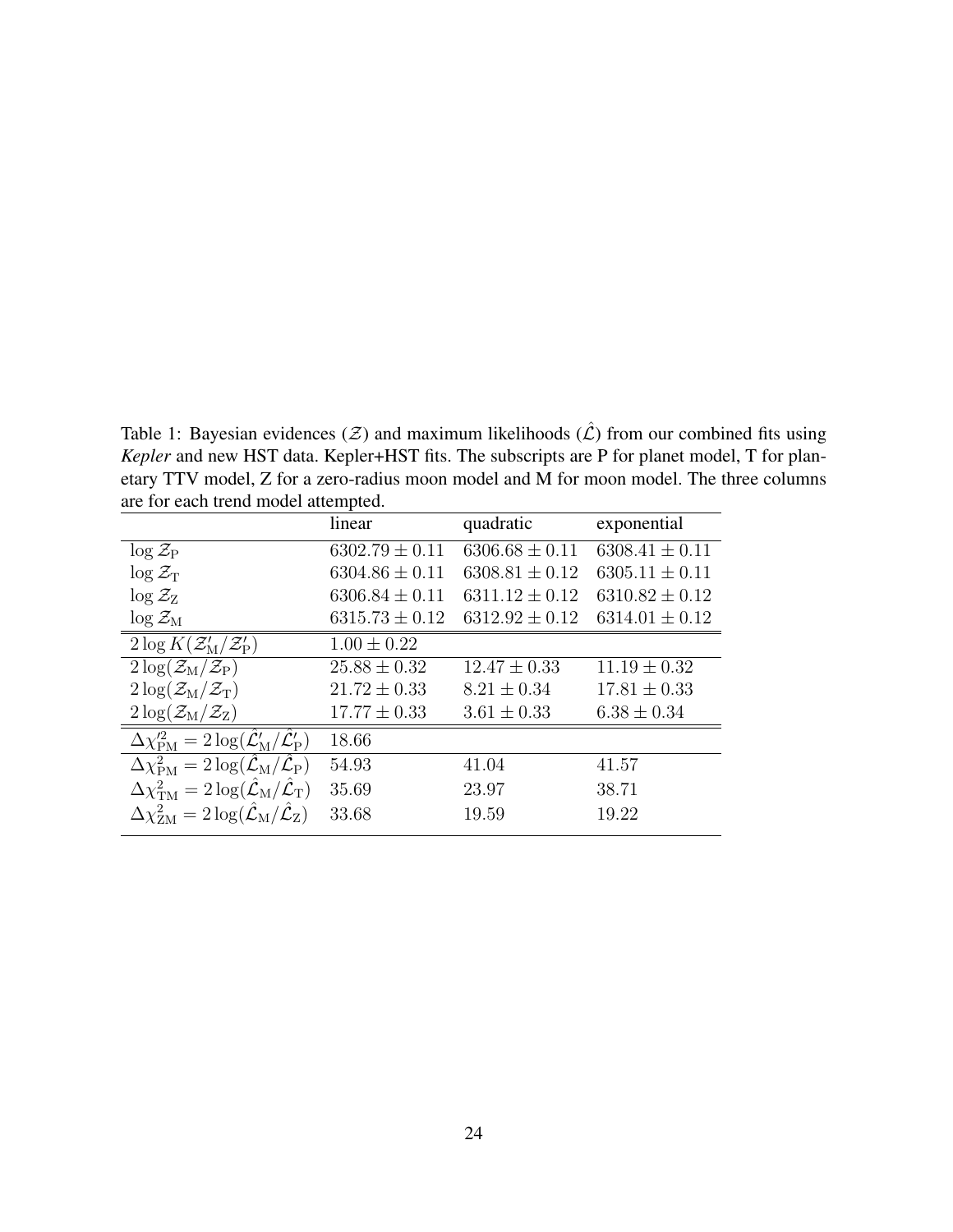Table 1: Bayesian evidences ($\mathcal{Z}$) and maximum likelihoods ($\hat{\mathcal{L}}$) from our combined fits using *Kepler* and new HST data. Kepler+HST fits. The subscripts are P for planet model, T for planetary TTV model, Z for a zero-radius moon model and M for moon model. The three columns are for each trend model attempted.

| | linear | quadratic | exponential |
|---|---|---|---|
| $\log \mathcal{Z}_{\rm P}$ | $6302.79 \pm 0.11$ | $6306.68 \pm 0.11$ | $6308.41 \pm 0.11$ |
| $\log \mathcal{Z}_{\rm T}$ | $6304.86 \pm 0.11$ | $6308.81 \pm 0.12$ | $6305.11 \pm 0.11$ |
| $\log \mathcal{Z}_{\rm Z}$ | $6306.84 \pm 0.11$ | $6311.12 \pm 0.12$ | $6310.82 \pm 0.12$ |
| $\log \mathcal{Z}_{\rm M}$ | $6315.73 \pm 0.12$ | $6312.92 \pm 0.12$ | $6314.01 \pm 0.12$ |
| $2 \log K(\mathcal{Z}'_{\rm M}/\mathcal{Z}'_{\rm P})$ | $1.00 \pm 0.22$ | | |
| $2 \log(\mathcal{Z}_{\rm M}/\mathcal{Z}_{\rm P})$ | $25.88 \pm 0.32$ | $12.47 \pm 0.33$ | $11.19 \pm 0.32$ |
| $2 \log(\mathcal{Z}_{\rm M}/\mathcal{Z}_{\rm T})$ | $21.72 \pm 0.33$ | $8.21 \pm 0.34$ | $17.81 \pm 0.33$ |
| $2 \log(\mathcal{Z}_{\rm M}/\mathcal{Z}_{\rm Z})$ | $17.77 \pm 0.33$ | $3.61 \pm 0.33$ | $6.38 \pm 0.34$ |
| $\Delta\chi'^2_{\rm PM} = 2 \log(\hat{\mathcal{L}}'_{\rm M}/\hat{\mathcal{L}}'_{\rm P})$ | $18.66$ | | |
| $\Delta\chi^2_{\rm PM} = 2 \log(\hat{\mathcal{L}}_{\rm M}/\hat{\mathcal{L}}_{\rm P})$ | $54.93$ | $41.04$ | $41.57$ |
| $\Delta\chi^2_{\rm TM} = 2 \log(\hat{\mathcal{L}}_{\rm M}/\hat{\mathcal{L}}_{\rm T})$ | $35.69$ | $23.97$ | $38.71$ |
| $\Delta\chi^2_{\rm ZM} = 2 \log(\hat{\mathcal{L}}_{\rm M}/\hat{\mathcal{L}}_{\rm Z})$ | $33.68$ | $19.59$ | $19.22$ |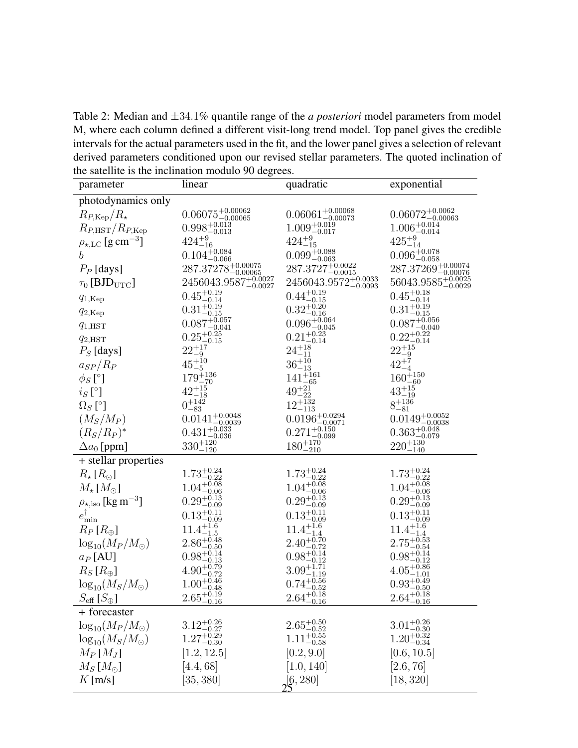Table 2: Median and ±34.1% quantile range of the *a posteriori* model parameters from model M, where each column defined a different visit-long trend model. Top panel gives the credible intervals for the actual parameters used in the fit, and the lower panel gives a selection of relevant derived parameters conditioned upon our revised stellar parameters. The quoted inclination of the satellite is the inclination modulo 90 degrees.

| parameter | linear | quadratic | exponential |
|---|---|---|---|
| photodynamics only | | | |
| $R_{P,\mathrm{Kep}}/R_\star$ | $0.06075^{+0.00062}_{-0.00065}$ | $0.06061^{+0.00068}_{-0.00073}$ | $0.06072^{+0.0062}_{-0.00063}$ |
| $R_{P,\mathrm{HST}}/R_{P,\mathrm{Kep}}$ | $0.998^{+0.013}_{-0.013}$ | $1.009^{+0.019}_{-0.017}$ | $1.006^{+0.014}_{-0.014}$ |
| $\rho_{\star,\mathrm{LC}}$ [g cm$^{-3}$] | $424^{+9}_{-16}$ | $424^{+9}_{-15}$ | $425^{+9}_{-14}$ |
| $b$ | $0.104^{+0.084}_{-0.066}$ | $0.099^{+0.088}_{-0.063}$ | $0.096^{+0.078}_{-0.058}$ |
| $P_P$ [days] | $287.37278^{+0.00075}_{-0.00065}$ | $287.3727^{+0.0022}_{-0.0015}$ | $287.37269^{+0.00074}_{-0.00076}$ |
| $\tau_0$ [BJD$_{\mathrm{UTC}}$] | $2456043.9587^{+0.0027}_{-0.0027}$ | $2456043.9572^{+0.0033}_{-0.0093}$ | $56043.9585^{+0.0025}_{-0.0029}$ |
| $q_{1,\mathrm{Kep}}$ | $0.45^{+0.19}_{-0.14}$ | $0.44^{+0.19}_{-0.15}$ | $0.45^{+0.18}_{-0.14}$ |
| $q_{2,\mathrm{Kep}}$ | $0.31^{+0.19}_{-0.15}$ | $0.32^{+0.20}_{-0.16}$ | $0.31^{+0.19}_{-0.15}$ |
| $q_{1,\mathrm{HST}}$ | $0.087^{+0.057}_{-0.041}$ | $0.096^{+0.064}_{-0.045}$ | $0.087^{+0.056}_{-0.040}$ |
| $q_{2,\mathrm{HST}}$ | $0.25^{+0.25}_{-0.15}$ | $0.21^{+0.23}_{-0.14}$ | $0.22^{+0.22}_{-0.14}$ |
| $P_S$ [days] | $22^{+17}_{-9}$ | $24^{+18}_{-11}$ | $22^{+15}_{-9}$ |
| $a_{SP}/R_P$ | $45^{+10}_{-5}$ | $36^{+10}_{-13}$ | $42^{+7}_{-4}$ |
| $\phi_S$ [°] | $179^{+136}_{-70}$ | $141^{+161}_{-65}$ | $160^{+150}_{-60}$ |
| $i_S$ [°] | $42^{+15}_{-18}$ | $49^{+21}_{-22}$ | $43^{+15}_{-19}$ |
| $\Omega_S$ [°] | $0^{+142}_{-83}$ | $12^{+132}_{-113}$ | $8^{+136}_{-81}$ |
| $(M_S/M_P)$ | $0.0141^{+0.0048}_{-0.0039}$ | $0.0196^{+0.0294}_{-0.0071}$ | $0.0149^{+0.0052}_{-0.0038}$ |
| $(R_S/R_P)^*$ | $0.431^{+0.033}_{-0.036}$ | $0.271^{+0.150}_{-0.099}$ | $0.363^{+0.048}_{-0.079}$ |
| $\Delta a_0$ [ppm] | $330^{+120}_{-120}$ | $180^{+170}_{-210}$ | $220^{+130}_{-140}$ |
| + stellar properties | | | |
| $R_\star$ [$R_\odot$] | $1.73^{+0.24}_{-0.22}$ | $1.73^{+0.24}_{-0.22}$ | $1.73^{+0.24}_{-0.22}$ |
| $M_\star$ [$M_\odot$] | $1.04^{+0.08}_{-0.06}$ | $1.04^{+0.08}_{-0.06}$ | $1.04^{+0.08}_{-0.06}$ |
| $\rho_{\star,\mathrm{iso}}$ [kg m$^{-3}$] | $0.29^{+0.13}_{-0.09}$ | $0.29^{+0.13}_{-0.09}$ | $0.29^{+0.13}_{-0.09}$ |
| $e^{\dagger}_{\mathrm{min}}$ | $0.13^{+0.11}_{-0.09}$ | $0.13^{+0.11}_{-0.09}$ | $0.13^{+0.11}_{-0.09}$ |
| $R_P$ [$R_\oplus$] | $11.4^{+1.6}_{-1.5}$ | $11.4^{+1.6}_{-1.4}$ | $11.4^{+1.6}_{-1.4}$ |
| $\log_{10}(M_P/M_\odot)$ | $2.86^{+0.48}_{-0.50}$ | $2.40^{+0.70}_{-0.72}$ | $2.75^{+0.53}_{-0.54}$ |
| $a_P$ [AU] | $0.98^{+0.14}_{-0.13}$ | $0.98^{+0.14}_{-0.12}$ | $0.98^{+0.14}_{-0.12}$ |
| $R_S$ [$R_\oplus$] | $4.90^{+0.79}_{-0.72}$ | $3.09^{+1.71}_{-1.19}$ | $4.05^{+0.86}_{-1.01}$ |
| $\log_{10}(M_S/M_\odot)$ | $1.00^{+0.46}_{-0.48}$ | $0.74^{+0.56}_{-0.52}$ | $0.93^{+0.49}_{-0.50}$ |
| $S_{\mathrm{eff}}$ [$S_\oplus$] | $2.65^{+0.19}_{-0.16}$ | $2.64^{+0.18}_{-0.16}$ | $2.64^{+0.18}_{-0.16}$ |
| + forecaster | | | |
| $\log_{10}(M_P/M_\odot)$ | $3.12^{+0.26}_{-0.27}$ | $2.65^{+0.50}_{-0.52}$ | $3.01^{+0.26}_{-0.30}$ |
| $\log_{10}(M_S/M_\odot)$ | $1.27^{+0.29}_{-0.30}$ | $1.11^{+0.55}_{-0.58}$ | $1.20^{+0.32}_{-0.34}$ |
| $M_P$ [$M_J$] | $[1.2, 12.5]$ | $[0.2, 9.0]$ | $[0.6, 10.5]$ |
| $M_S$ [$M_\odot$] | $[4.4, 68]$ | $[1.0, 140]$ | $[2.6, 76]$ |
| $K$ [m/s] | $[35, 380]$ | $[6, 280]$ | $[18, 320]$ |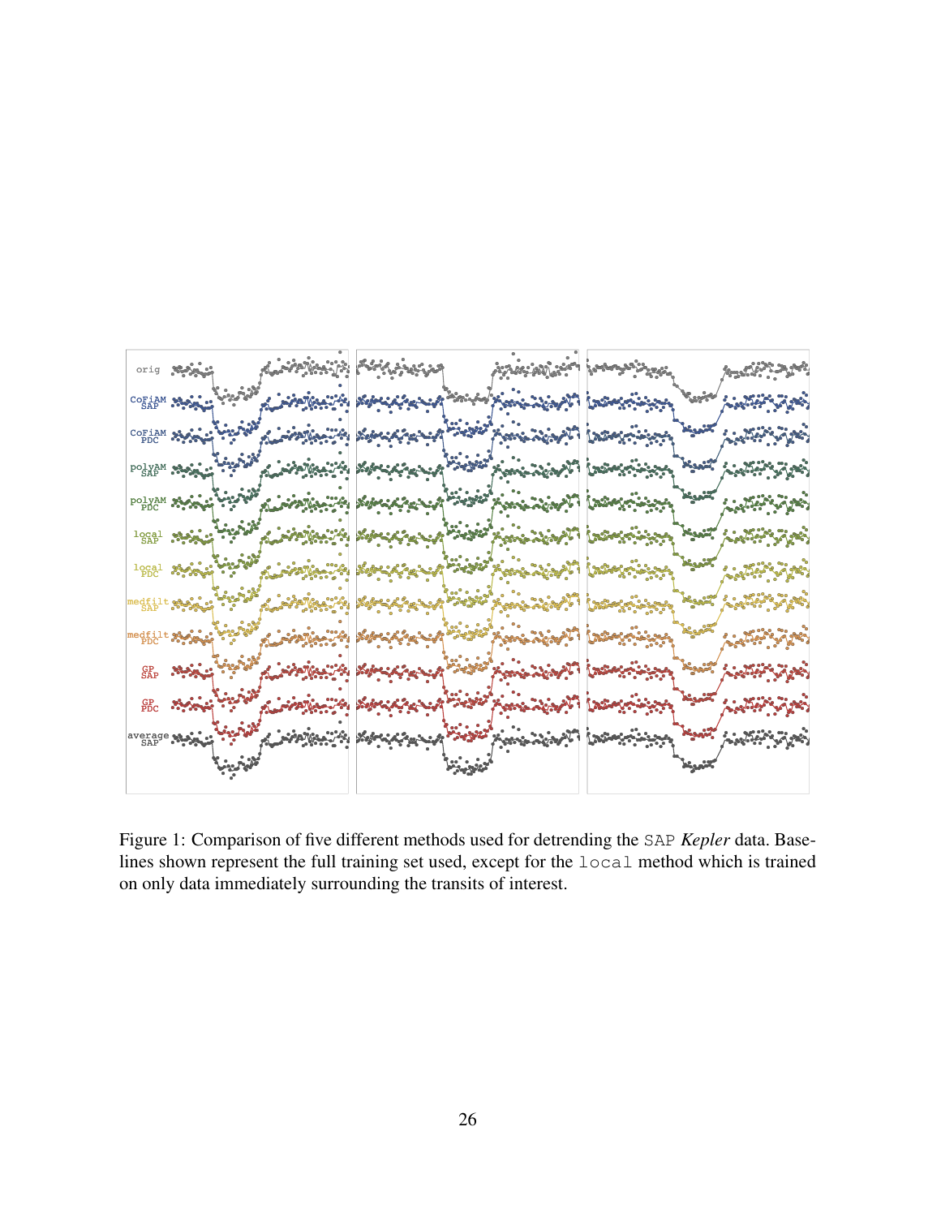Figure 1: Comparison of five different methods used for detrending the `SAP` *Kepler* data. Baselines shown represent the full training set used, except for the `local` method which is trained on only data immediately surrounding the transits of interest.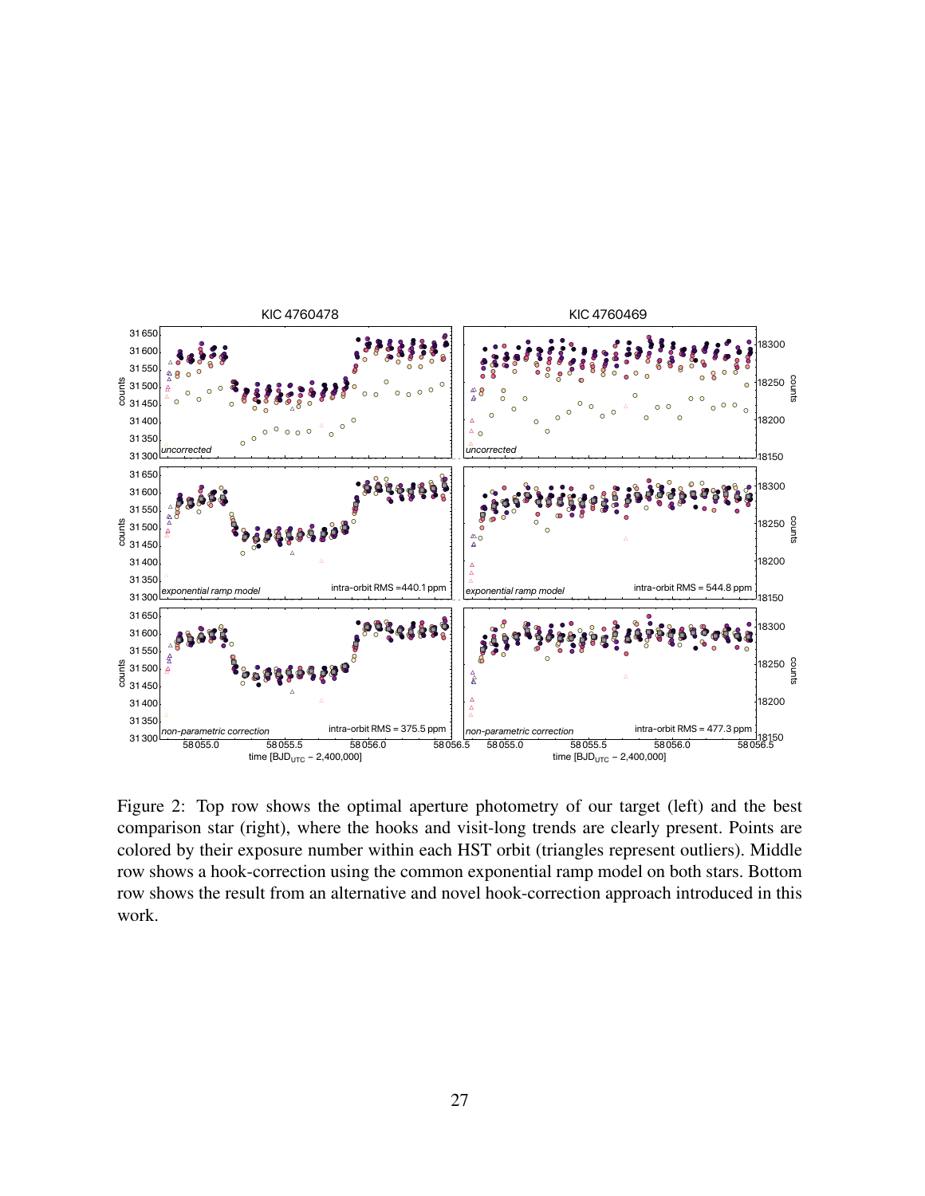Figure 2: Top row shows the optimal aperture photometry of our target (left) and the best comparison star (right), where the hooks and visit-long trends are clearly present. Points are colored by their exposure number within each HST orbit (triangles represent outliers). Middle row shows a hook-correction using the common exponential ramp model on both stars. Bottom row shows the result from an alternative and novel hook-correction approach introduced in this work.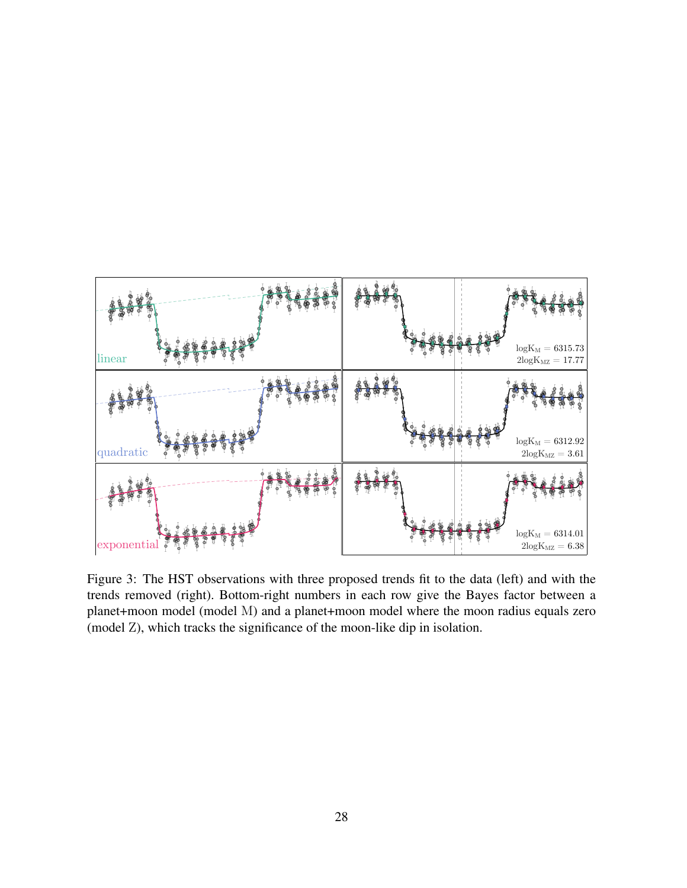Figure 3: The HST observations with three proposed trends fit to the data (left) and with the trends removed (right). Bottom-right numbers in each row give the Bayes factor between a planet+moon model (model $\mathbb{M}$) and a planet+moon model where the moon radius equals zero (model $\mathbb{Z}$), which tracks the significance of the moon-like dip in isolation.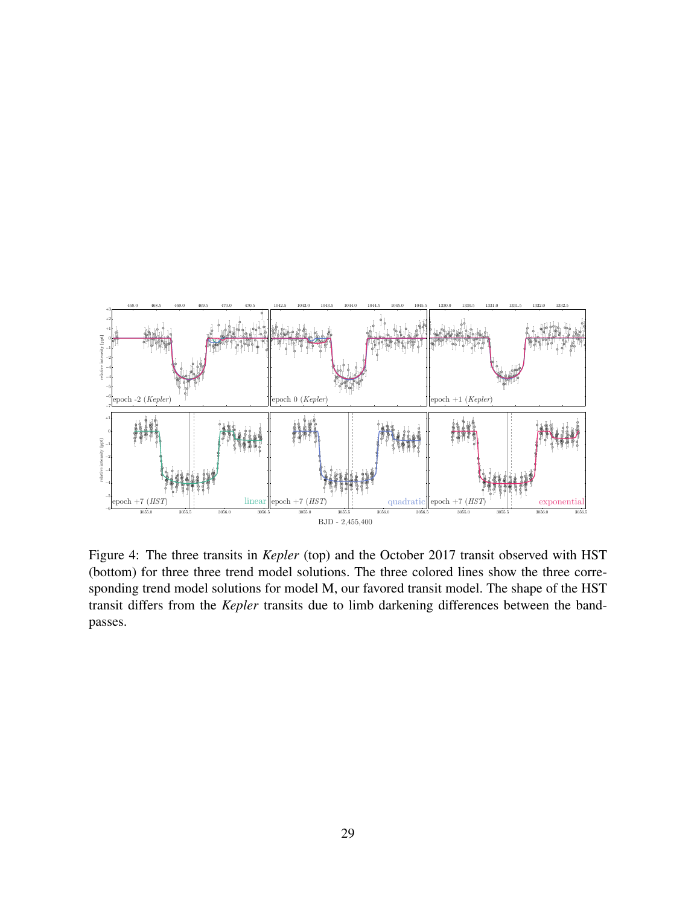468.0 468.5 469.0 469.5 470.0 470.5

1042.5 1043.0 1043.5 1044.0 1044.5 1045.0 1045.5

1330.0 1330.5 1331.0 1331.5 1332.0 1332.5

relative intensity [ppt]

epoch -2 (*Kepler*)

epoch 0 (*Kepler*)

epoch +1 (*Kepler*)

epoch +7 (*HST*)

linear

quadratic

exponential

3055.0 3055.5 3056.0 3056.5

BJD - 2,455,400

Figure 4: The three transits in *Kepler* (top) and the October 2017 transit observed with HST (bottom) for three three trend model solutions. The three colored lines show the three corresponding trend model solutions for model M, our favored transit model. The shape of the HST transit differs from the *Kepler* transits due to limb darkening differences between the bandpasses.